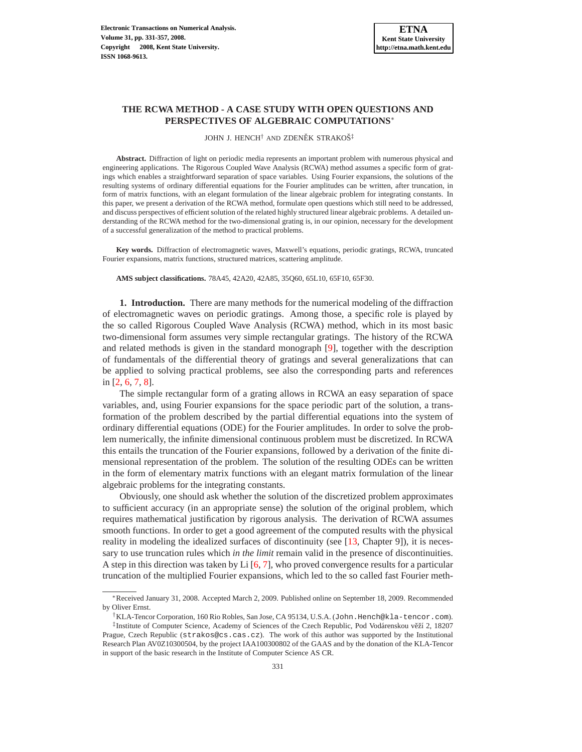# THE RCWA METHOD - A CASE STUDY WITH OPEN QUESTIONS AND PERSPECTIVES OF ALGEBRAIC COMPUTATIONS*

JOHN J. HENCH† AND ZDENĚK STRAKOŠ‡

**Abstract.** Diffraction of light on periodic media represents an important problem with numerous physical and engineering applications. The Rigorous Coupled Wave Analysis (RCWA) method assumes a specific form of gratings which enables a straightforward separation of space variables. Using Fourier expansions, the solutions of the resulting systems of ordinary differential equations for the Fourier amplitudes can be written, after truncation, in form of matrix functions, with an elegant formulation of the linear algebraic problem for integrating constants. In this paper, we present a derivation of the RCWA method, formulate open questions which still need to be addressed, and discuss perspectives of efficient solution of the related highly structured linear algebraic problems. A detailed understanding of the RCWA method for the two-dimensional grating is, in our opinion, necessary for the development of a successful generalization of the method to practical problems.

**Key words.** Diffraction of electromagnetic waves, Maxwell's equations, periodic gratings, RCWA, truncated Fourier expansions, matrix functions, structured matrices, scattering amplitude.

**AMS subject classifications.** 78A45, 42A20, 42A85, 35Q60, 65L10, 65F10, 65F30.

**1. Introduction.** There are many methods for the numerical modeling of the diffraction of electromagnetic waves on periodic gratings. Among those, a specific role is played by the so called Rigorous Coupled Wave Analysis (RCWA) method, which in its most basic two-dimensional form assumes very simple rectangular gratings. The history of the RCWA and related methods is given in the standard monograph [9], together with the description of fundamentals of the differential theory of gratings and several generalizations that can be applied to solving practical problems, see also the corresponding parts and references in [2, 6, 7, 8].

The simple rectangular form of a grating allows in RCWA an easy separation of space variables, and, using Fourier expansions for the space periodic part of the solution, a transformation of the problem described by the partial differential equations into the system of ordinary differential equations (ODE) for the Fourier amplitudes. In order to solve the problem numerically, the infinite dimensional continuous problem must be discretized. In RCWA this entails the truncation of the Fourier expansions, followed by a derivation of the finite dimensional representation of the problem. The solution of the resulting ODEs can be written in the form of elementary matrix functions with an elegant matrix formulation of the linear algebraic problems for the integrating constants.

Obviously, one should ask whether the solution of the discretized problem approximates to sufficient accuracy (in an appropriate sense) the solution of the original problem, which requires mathematical justification by rigorous analysis. The derivation of RCWA assumes smooth functions. In order to get a good agreement of the computed results with the physical reality in modeling the idealized surfaces of discontinuity (see [13, Chapter 9]), it is necessary to use truncation rules which *in the limit* remain valid in the presence of discontinuities. A step in this direction was taken by Li [6, 7], who proved convergence results for a particular truncation of the multiplied Fourier expansions, which led to the so called fast Fourier meth-

---

*Received January 31, 2008. Accepted March 2, 2009. Published online on September 18, 2009. Recommended by Oliver Ernst.

†KLA-Tencor Corporation, 160 Rio Robles, San Jose, CA 95134, U.S.A. (John.Hench@kla-tencor.com).

‡Institute of Computer Science, Academy of Sciences of the Czech Republic, Pod Vodárenskou věží 2, 18207 Prague, Czech Republic (strakos@cs.cas.cz). The work of this author was supported by the Institutional Research Plan AV0Z10300504, by the project IAA100300802 of the GAAS and by the donation of the KLA-Tencor in support of the basic research in the Institute of Computer Science AS CR.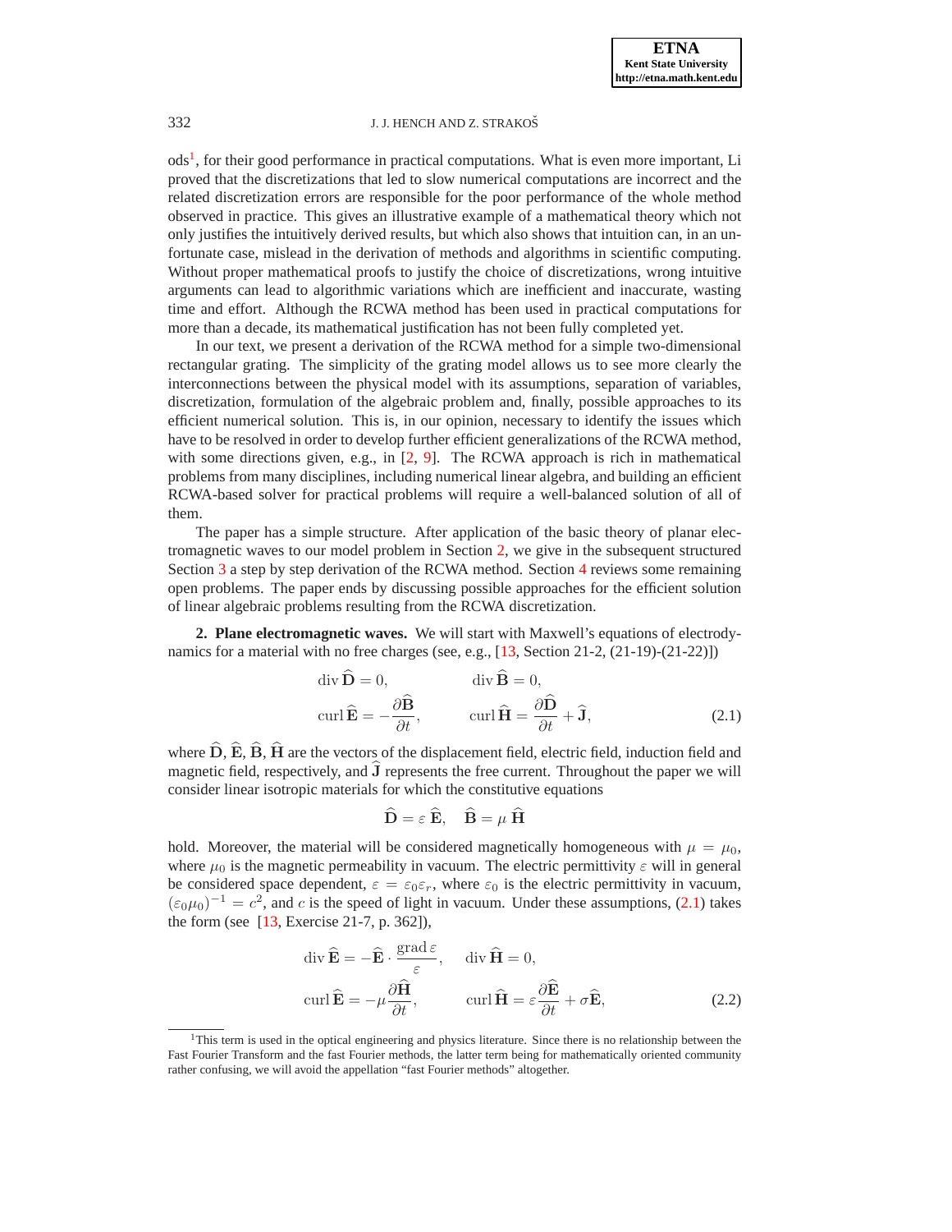ods[1], for their good performance in practical computations. What is even more important, Li proved that the discretizations that led to slow numerical computations are incorrect and the related discretization errors are responsible for the poor performance of the whole method observed in practice. This gives an illustrative example of a mathematical theory which not only justifies the intuitively derived results, but which also shows that intuition can, in an unfortunate case, mislead in the derivation of methods and algorithms in scientific computing. Without proper mathematical proofs to justify the choice of discretizations, wrong intuitive arguments can lead to algorithmic variations which are inefficient and inaccurate, wasting time and effort. Although the RCWA method has been used in practical computations for more than a decade, its mathematical justification has not been fully completed yet.

In our text, we present a derivation of the RCWA method for a simple two-dimensional rectangular grating. The simplicity of the grating model allows us to see more clearly the interconnections between the physical model with its assumptions, separation of variables, discretization, formulation of the algebraic problem and, finally, possible approaches to its efficient numerical solution. This is, in our opinion, necessary to identify the issues which have to be resolved in order to develop further efficient generalizations of the RCWA method, with some directions given, e.g., in [2, 9]. The RCWA approach is rich in mathematical problems from many disciplines, including numerical linear algebra, and building an efficient RCWA-based solver for practical problems will require a well-balanced solution of all of them.

The paper has a simple structure. After application of the basic theory of planar electromagnetic waves to our model problem in Section 2, we give in the subsequent structured Section 3 a step by step derivation of the RCWA method. Section 4 reviews some remaining open problems. The paper ends by discussing possible approaches for the efficient solution of linear algebraic problems resulting from the RCWA discretization.

**2. Plane electromagnetic waves.** We will start with Maxwell's equations of electrodynamics for a material with no free charges (see, e.g., [13, Section 21-2, (21-19)-(21-22)])

$$
\begin{aligned}
&\operatorname{div}\widehat{\mathbf{D}} = 0, &&\operatorname{div}\widehat{\mathbf{B}} = 0, \\
&\operatorname{curl}\widehat{\mathbf{E}} = -\frac{\partial \widehat{\mathbf{B}}}{\partial t}, &&\operatorname{curl}\widehat{\mathbf{H}} = \frac{\partial \widehat{\mathbf{D}}}{\partial t} + \widehat{\mathbf{J}},
\end{aligned}
\tag{2.1}
$$

where $\widehat{\mathbf{D}}$, $\widehat{\mathbf{E}}$, $\widehat{\mathbf{B}}$, $\widehat{\mathbf{H}}$ are the vectors of the displacement field, electric field, induction field and magnetic field, respectively, and $\widehat{\mathbf{J}}$ represents the free current. Throughout the paper we will consider linear isotropic materials for which the constitutive equations

$$
\widehat{\mathbf{D}} = \varepsilon\,\widehat{\mathbf{E}}, \quad \widehat{\mathbf{B}} = \mu\,\widehat{\mathbf{H}}
$$

hold. Moreover, the material will be considered magnetically homogeneous with $\mu = \mu_0$, where $\mu_0$ is the magnetic permeability in vacuum. The electric permittivity $\varepsilon$ will in general be considered space dependent, $\varepsilon = \varepsilon_0\varepsilon_r$, where $\varepsilon_0$ is the electric permittivity in vacuum, $(\varepsilon_0\mu_0)^{-1} = c^2$, and $c$ is the speed of light in vacuum. Under these assumptions, (2.1) takes the form (see [13, Exercise 21-7, p. 362]),

$$
\begin{aligned}
&\operatorname{div}\widehat{\mathbf{E}} = -\widehat{\mathbf{E}}\cdot\frac{\operatorname{grad}\varepsilon}{\varepsilon}, &&\operatorname{div}\widehat{\mathbf{H}} = 0, \\
&\operatorname{curl}\widehat{\mathbf{E}} = -\mu\frac{\partial \widehat{\mathbf{H}}}{\partial t}, &&\operatorname{curl}\widehat{\mathbf{H}} = \varepsilon\frac{\partial \widehat{\mathbf{E}}}{\partial t} + \sigma\widehat{\mathbf{E}},
\end{aligned}
\tag{2.2}
$$

[1] This term is used in the optical engineering and physics literature. Since there is no relationship between the Fast Fourier Transform and the fast Fourier methods, the latter term being for mathematically oriented community rather confusing, we will avoid the appellation "fast Fourier methods" altogether.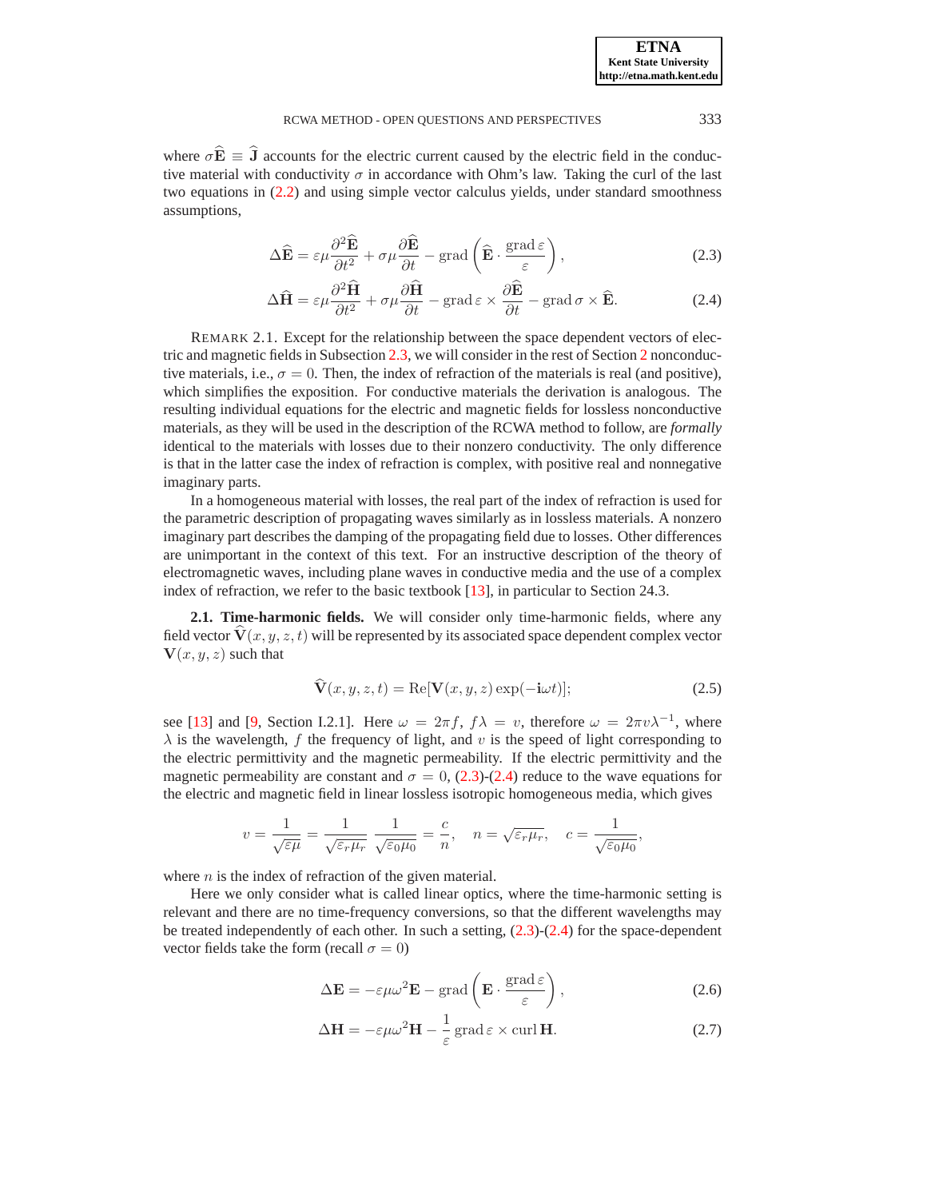where $\sigma\widehat{\mathbf{E}} \equiv \widehat{\mathbf{J}}$ accounts for the electric current caused by the electric field in the conductive material with conductivity $\sigma$ in accordance with Ohm's law. Taking the curl of the last two equations in (2.2) and using simple vector calculus yields, under standard smoothness assumptions,

$$\Delta\widehat{\mathbf{E}} = \varepsilon\mu\frac{\partial^2\widehat{\mathbf{E}}}{\partial t^2} + \sigma\mu\frac{\partial\widehat{\mathbf{E}}}{\partial t} - \operatorname{grad}\left(\widehat{\mathbf{E}} \cdot \frac{\operatorname{grad}\varepsilon}{\varepsilon}\right), \tag{2.3}$$

$$\Delta\widehat{\mathbf{H}} = \varepsilon\mu\frac{\partial^2\widehat{\mathbf{H}}}{\partial t^2} + \sigma\mu\frac{\partial\widehat{\mathbf{H}}}{\partial t} - \operatorname{grad}\varepsilon \times \frac{\partial\widehat{\mathbf{E}}}{\partial t} - \operatorname{grad}\sigma \times \widehat{\mathbf{E}}. \tag{2.4}$$

REMARK 2.1. Except for the relationship between the space dependent vectors of electric and magnetic fields in Subsection 2.3, we will consider in the rest of Section 2 nonconductive materials, i.e., $\sigma = 0$. Then, the index of refraction of the materials is real (and positive), which simplifies the exposition. For conductive materials the derivation is analogous. The resulting individual equations for the electric and magnetic fields for lossless nonconductive materials, as they will be used in the description of the RCWA method to follow, are *formally* identical to the materials with losses due to their nonzero conductivity. The only difference is that in the latter case the index of refraction is complex, with positive real and nonnegative imaginary parts.

In a homogeneous material with losses, the real part of the index of refraction is used for the parametric description of propagating waves similarly as in lossless materials. A nonzero imaginary part describes the damping of the propagating field due to losses. Other differences are unimportant in the context of this text. For an instructive description of the theory of electromagnetic waves, including plane waves in conductive media and the use of a complex index of refraction, we refer to the basic textbook [13], in particular to Section 24.3.

**2.1. Time-harmonic fields.** We will consider only time-harmonic fields, where any field vector $\widehat{\mathbf{V}}(x, y, z, t)$ will be represented by its associated space dependent complex vector $\mathbf{V}(x, y, z)$ such that

$$\widehat{\mathbf{V}}(x, y, z, t) = \operatorname{Re}[\mathbf{V}(x, y, z)\exp(-\mathbf{i}\omega t)]; \tag{2.5}$$

see [13] and [9, Section I.2.1]. Here $\omega = 2\pi f$, $f\lambda = v$, therefore $\omega = 2\pi v\lambda^{-1}$, where $\lambda$ is the wavelength, $f$ the frequency of light, and $v$ is the speed of light corresponding to the electric permittivity and the magnetic permeability. If the electric permittivity and the magnetic permeability are constant and $\sigma = 0$, (2.3)-(2.4) reduce to the wave equations for the electric and magnetic field in linear lossless isotropic homogeneous media, which gives

$$v = \frac{1}{\sqrt{\varepsilon\mu}} = \frac{1}{\sqrt{\varepsilon_r\mu_r}}\,\frac{1}{\sqrt{\varepsilon_0\mu_0}} = \frac{c}{n}, \quad n = \sqrt{\varepsilon_r\mu_r}, \quad c = \frac{1}{\sqrt{\varepsilon_0\mu_0}},$$

where $n$ is the index of refraction of the given material.

Here we only consider what is called linear optics, where the time-harmonic setting is relevant and there are no time-frequency conversions, so that the different wavelengths may be treated independently of each other. In such a setting, (2.3)-(2.4) for the space-dependent vector fields take the form (recall $\sigma = 0$)

$$\Delta\mathbf{E} = -\varepsilon\mu\omega^2\mathbf{E} - \operatorname{grad}\left(\mathbf{E} \cdot \frac{\operatorname{grad}\varepsilon}{\varepsilon}\right), \tag{2.6}$$

$$\Delta\mathbf{H} = -\varepsilon\mu\omega^2\mathbf{H} - \frac{1}{\varepsilon}\operatorname{grad}\varepsilon \times \operatorname{curl}\mathbf{H}. \tag{2.7}$$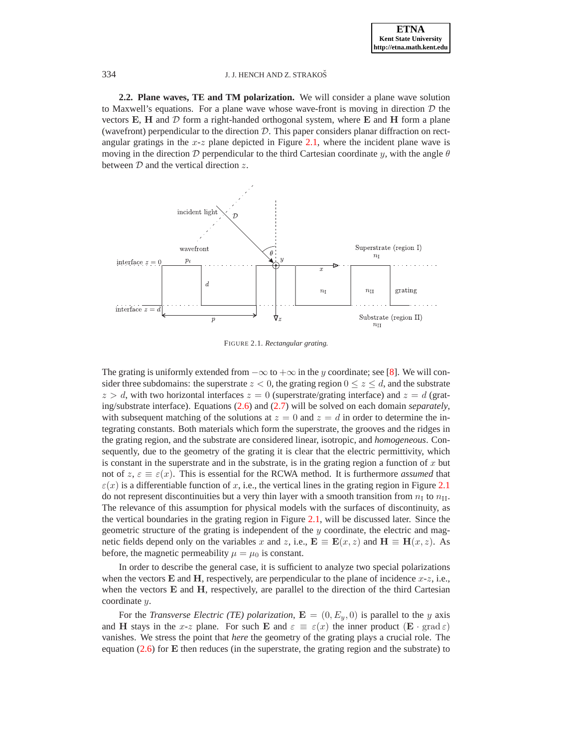**2.2. Plane waves, TE and TM polarization.** We will consider a plane wave solution to Maxwell's equations. For a plane wave whose wave-front is moving in direction $\mathcal{D}$ the vectors $\mathbf{E}$, $\mathbf{H}$ and $\mathcal{D}$ form a right-handed orthogonal system, where $\mathbf{E}$ and $\mathbf{H}$ form a plane (wavefront) perpendicular to the direction $\mathcal{D}$. This paper considers planar diffraction on rectangular gratings in the $x$-$z$ plane depicted in Figure 2.1, where the incident plane wave is moving in the direction $\mathcal{D}$ perpendicular to the third Cartesian coordinate $y$, with the angle $\theta$ between $\mathcal{D}$ and the vertical direction $z$.

FIGURE 2.1. *Rectangular grating.*

The grating is uniformly extended from $-\infty$ to $+\infty$ in the $y$ coordinate; see [8]. We will consider three subdomains: the superstrate $z < 0$, the grating region $0 \leq z \leq d$, and the substrate $z > d$, with two horizontal interfaces $z = 0$ (superstrate/grating interface) and $z = d$ (grating/substrate interface). Equations (2.6) and (2.7) will be solved on each domain *separately*, with subsequent matching of the solutions at $z = 0$ and $z = d$ in order to determine the integrating constants. Both materials which form the superstrate, the grooves and the ridges in the grating region, and the substrate are considered linear, isotropic, and *homogeneous*. Consequently, due to the geometry of the grating it is clear that the electric permittivity, which is constant in the superstrate and in the substrate, is in the grating region a function of $x$ but not of $z$, $\varepsilon \equiv \varepsilon(x)$. This is essential for the RCWA method. It is furthermore *assumed* that $\varepsilon(x)$ is a differentiable function of $x$, i.e., the vertical lines in the grating region in Figure 2.1 do not represent discontinuities but a very thin layer with a smooth transition from $n_{\mathrm{I}}$ to $n_{\mathrm{II}}$. The relevance of this assumption for physical models with the surfaces of discontinuity, as the vertical boundaries in the grating region in Figure 2.1, will be discussed later. Since the geometric structure of the grating is independent of the $y$ coordinate, the electric and magnetic fields depend only on the variables $x$ and $z$, i.e., $\mathbf{E} \equiv \mathbf{E}(x, z)$ and $\mathbf{H} \equiv \mathbf{H}(x, z)$. As before, the magnetic permeability $\mu = \mu_0$ is constant.

In order to describe the general case, it is sufficient to analyze two special polarizations when the vectors $\mathbf{E}$ and $\mathbf{H}$, respectively, are perpendicular to the plane of incidence $x$-$z$, i.e., when the vectors $\mathbf{E}$ and $\mathbf{H}$, respectively, are parallel to the direction of the third Cartesian coordinate $y$.

For the *Transverse Electric (TE) polarization*, $\mathbf{E} = (0, E_y, 0)$ is parallel to the $y$ axis and $\mathbf{H}$ stays in the $x$-$z$ plane. For such $\mathbf{E}$ and $\varepsilon \equiv \varepsilon(x)$ the inner product $(\mathbf{E} \cdot \operatorname{grad} \varepsilon)$ vanishes. We stress the point that *here* the geometry of the grating plays a crucial role. The equation (2.6) for $\mathbf{E}$ then reduces (in the superstrate, the grating region and the substrate) to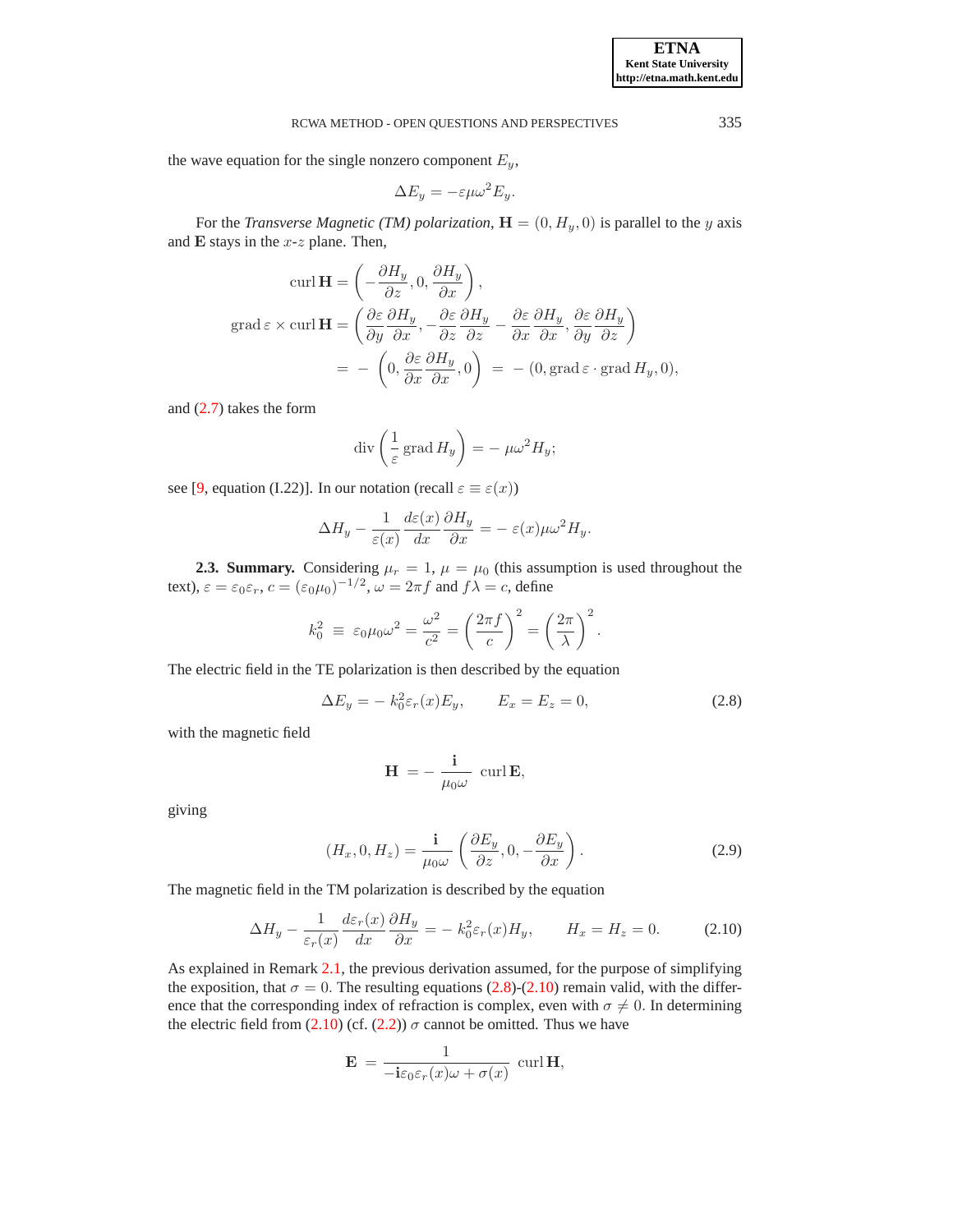the wave equation for the single nonzero component $E_y$,

$$\Delta E_y = -\varepsilon\mu\omega^2 E_y.$$

For the *Transverse Magnetic (TM) polarization*, $\mathbf{H} = (0, H_y, 0)$ is parallel to the $y$ axis and $\mathbf{E}$ stays in the $x$-$z$ plane. Then,

$$\begin{aligned}
\operatorname{curl}\mathbf{H} &= \left(-\frac{\partial H_y}{\partial z}, 0, \frac{\partial H_y}{\partial x}\right), \\
\operatorname{grad}\varepsilon \times \operatorname{curl}\mathbf{H} &= \left(\frac{\partial \varepsilon}{\partial y}\frac{\partial H_y}{\partial x}, -\frac{\partial \varepsilon}{\partial z}\frac{\partial H_y}{\partial z} - \frac{\partial \varepsilon}{\partial x}\frac{\partial H_y}{\partial x}, \frac{\partial \varepsilon}{\partial y}\frac{\partial H_y}{\partial z}\right) \\
&= -\left(0, \frac{\partial \varepsilon}{\partial x}\frac{\partial H_y}{\partial x}, 0\right) \;=\; -\,(0, \operatorname{grad}\varepsilon \cdot \operatorname{grad} H_y, 0),
\end{aligned}$$

and (2.7) takes the form

$$\operatorname{div}\left(\frac{1}{\varepsilon}\operatorname{grad} H_y\right) = -\,\mu\omega^2 H_y;$$

see [9, equation (I.22)]. In our notation (recall $\varepsilon \equiv \varepsilon(x)$)

$$\Delta H_y - \frac{1}{\varepsilon(x)}\frac{d\varepsilon(x)}{dx}\frac{\partial H_y}{\partial x} = -\,\varepsilon(x)\mu\omega^2 H_y.$$

**2.3. Summary.** Considering $\mu_r = 1$, $\mu = \mu_0$ (this assumption is used throughout the text), $\varepsilon = \varepsilon_0\varepsilon_r$, $c = (\varepsilon_0\mu_0)^{-1/2}$, $\omega = 2\pi f$ and $f\lambda = c$, define

$$k_0^2 \;\equiv\; \varepsilon_0\mu_0\omega^2 = \frac{\omega^2}{c^2} = \left(\frac{2\pi f}{c}\right)^2 = \left(\frac{2\pi}{\lambda}\right)^2.$$

The electric field in the TE polarization is then described by the equation

$$\Delta E_y = -\,k_0^2\varepsilon_r(x)E_y, \qquad E_x = E_z = 0, \tag{2.8}$$

with the magnetic field

$$\mathbf{H} \;=\; -\,\frac{\mathbf{i}}{\mu_0\omega}\;\operatorname{curl}\mathbf{E},$$

giving

$$(H_x, 0, H_z) = \frac{\mathbf{i}}{\mu_0\omega}\left(\frac{\partial E_y}{\partial z}, 0, -\frac{\partial E_y}{\partial x}\right). \tag{2.9}$$

The magnetic field in the TM polarization is described by the equation

$$\Delta H_y - \frac{1}{\varepsilon_r(x)}\frac{d\varepsilon_r(x)}{dx}\frac{\partial H_y}{\partial x} = -\,k_0^2\varepsilon_r(x)H_y, \qquad H_x = H_z = 0. \tag{2.10}$$

As explained in Remark 2.1, the previous derivation assumed, for the purpose of simplifying the exposition, that $\sigma = 0$. The resulting equations (2.8)-(2.10) remain valid, with the difference that the corresponding index of refraction is complex, even with $\sigma \neq 0$. In determining the electric field from (2.10) (cf. (2.2)) $\sigma$ cannot be omitted. Thus we have

$$\mathbf{E} \;=\; \frac{1}{-\mathbf{i}\varepsilon_0\varepsilon_r(x)\omega + \sigma(x)}\;\operatorname{curl}\mathbf{H},$$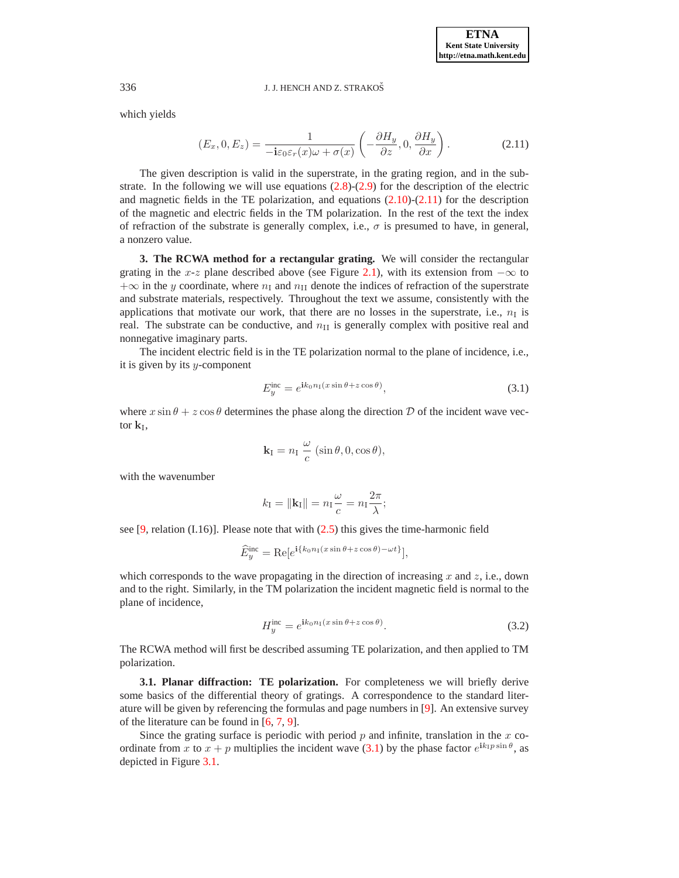which yields

$$(E_x, 0, E_z) = \frac{1}{-\mathbf{i}\varepsilon_0\varepsilon_r(x)\omega + \sigma(x)} \left( -\frac{\partial H_y}{\partial z}, 0, \frac{\partial H_y}{\partial x} \right). \tag{2.11}$$

The given description is valid in the superstrate, in the grating region, and in the substrate. In the following we will use equations (2.8)-(2.9) for the description of the electric and magnetic fields in the TE polarization, and equations (2.10)-(2.11) for the description of the magnetic and electric fields in the TM polarization. In the rest of the text the index of refraction of the substrate is generally complex, i.e., $\sigma$ is presumed to have, in general, a nonzero value.

**3. The RCWA method for a rectangular grating.** We will consider the rectangular grating in the $x$-$z$ plane described above (see Figure 2.1), with its extension from $-\infty$ to $+\infty$ in the $y$ coordinate, where $n_{\rm I}$ and $n_{\rm II}$ denote the indices of refraction of the superstrate and substrate materials, respectively. Throughout the text we assume, consistently with the applications that motivate our work, that there are no losses in the superstrate, i.e., $n_{\rm I}$ is real. The substrate can be conductive, and $n_{\rm II}$ is generally complex with positive real and nonnegative imaginary parts.

The incident electric field is in the TE polarization normal to the plane of incidence, i.e., it is given by its $y$-component

$$E_y^{\rm inc} = e^{\mathbf{i}k_0 n_{\rm I}(x\sin\theta + z\cos\theta)}, \tag{3.1}$$

where $x\sin\theta + z\cos\theta$ determines the phase along the direction $\mathcal{D}$ of the incident wave vector $\mathbf{k}_{\rm I}$,

$$\mathbf{k}_{\rm I} = n_{\rm I}\,\frac{\omega}{c}\,(\sin\theta, 0, \cos\theta),$$

with the wavenumber

$$k_{\rm I} = \|\mathbf{k}_{\rm I}\| = n_{\rm I}\frac{\omega}{c} = n_{\rm I}\frac{2\pi}{\lambda};$$

see [9, relation (I.16)]. Please note that with (2.5) this gives the time-harmonic field

$$\widehat{E}_y^{\rm inc} = \mathrm{Re}[e^{\mathbf{i}\{k_0 n_{\rm I}(x\sin\theta + z\cos\theta) - \omega t\}}],$$

which corresponds to the wave propagating in the direction of increasing $x$ and $z$, i.e., down and to the right. Similarly, in the TM polarization the incident magnetic field is normal to the plane of incidence,

$$H_y^{\rm inc} = e^{\mathbf{i}k_0 n_{\rm I}(x\sin\theta + z\cos\theta)}. \tag{3.2}$$

The RCWA method will first be described assuming TE polarization, and then applied to TM polarization.

**3.1. Planar diffraction: TE polarization.** For completeness we will briefly derive some basics of the differential theory of gratings. A correspondence to the standard literature will be given by referencing the formulas and page numbers in [9]. An extensive survey of the literature can be found in [6, 7, 9].

Since the grating surface is periodic with period $p$ and infinite, translation in the $x$ coordinate from $x$ to $x + p$ multiplies the incident wave (3.1) by the phase factor $e^{\mathbf{i}k_{\rm I}p\sin\theta}$, as depicted in Figure 3.1.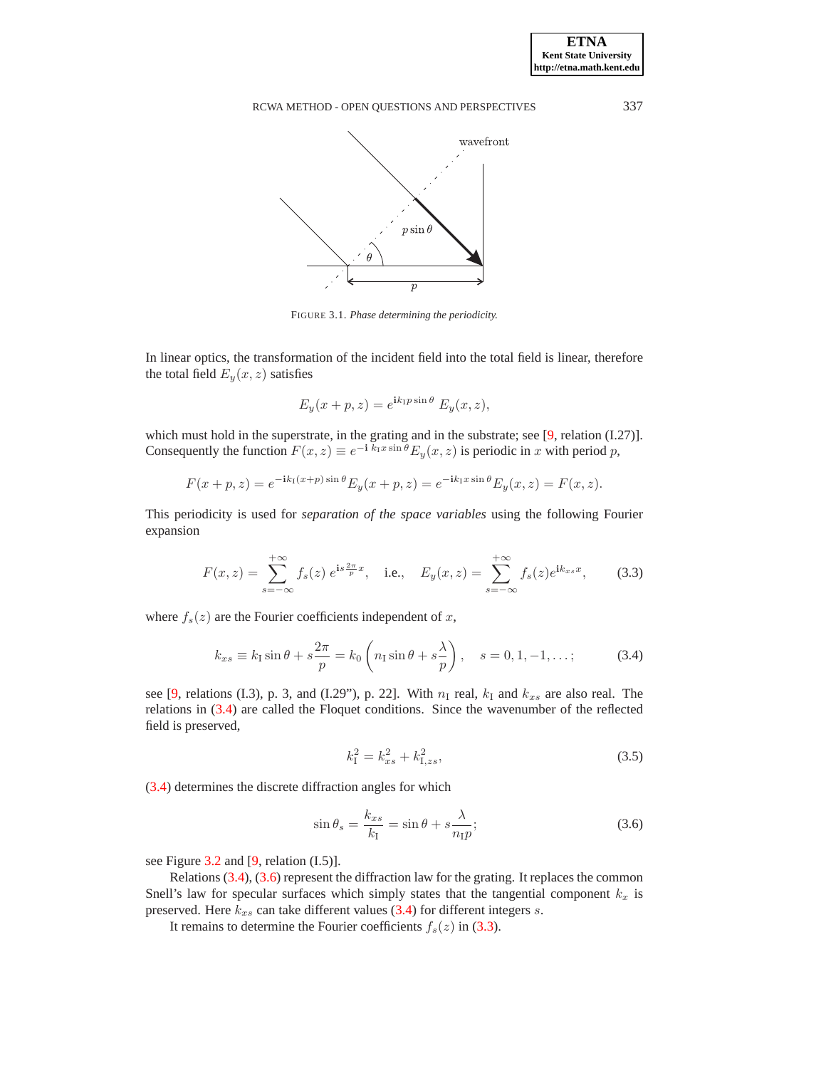FIGURE 3.1. *Phase determining the periodicity.*

In linear optics, the transformation of the incident field into the total field is linear, therefore the total field $E_y(x, z)$ satisfies

$$E_y(x + p, z) = e^{\mathbf{i}k_{\mathrm{I}}p \sin\theta}\, E_y(x, z),$$

which must hold in the superstrate, in the grating and in the substrate; see [9, relation (I.27)]. Consequently the function $F(x, z) \equiv e^{-\mathbf{i}\, k_{\mathrm{I}}x \sin\theta} E_y(x, z)$ is periodic in $x$ with period $p$,

$$F(x + p, z) = e^{-\mathbf{i}k_{\mathrm{I}}(x+p)\sin\theta} E_y(x + p, z) = e^{-\mathbf{i}k_{\mathrm{I}}x \sin\theta} E_y(x, z) = F(x, z).$$

This periodicity is used for *separation of the space variables* using the following Fourier expansion

$$F(x, z) = \sum_{s=-\infty}^{+\infty} f_s(z)\, e^{\mathbf{i}s\frac{2\pi}{p}x}, \quad \text{i.e.,} \quad E_y(x, z) = \sum_{s=-\infty}^{+\infty} f_s(z) e^{\mathbf{i}k_{xs}x}, \tag{3.3}$$

where $f_s(z)$ are the Fourier coefficients independent of $x$,

$$k_{xs} \equiv k_{\mathrm{I}} \sin\theta + s\frac{2\pi}{p} = k_0 \left( n_{\mathrm{I}} \sin\theta + s\frac{\lambda}{p} \right), \quad s = 0, 1, -1, \ldots; \tag{3.4}$$

see [9, relations (I.3), p. 3, and (I.29"), p. 22]. With $n_{\mathrm{I}}$ real, $k_{\mathrm{I}}$ and $k_{xs}$ are also real. The relations in (3.4) are called the Floquet conditions. Since the wavenumber of the reflected field is preserved,

$$k_{\mathrm{I}}^2 = k_{xs}^2 + k_{\mathrm{I},zs}^2, \tag{3.5}$$

(3.4) determines the discrete diffraction angles for which

$$\sin\theta_s = \frac{k_{xs}}{k_{\mathrm{I}}} = \sin\theta + s\frac{\lambda}{n_{\mathrm{I}}p}; \tag{3.6}$$

see Figure 3.2 and [9, relation (I.5)].

Relations (3.4), (3.6) represent the diffraction law for the grating. It replaces the common Snell's law for specular surfaces which simply states that the tangential component $k_x$ is preserved. Here $k_{xs}$ can take different values (3.4) for different integers $s$.

It remains to determine the Fourier coefficients $f_s(z)$ in (3.3).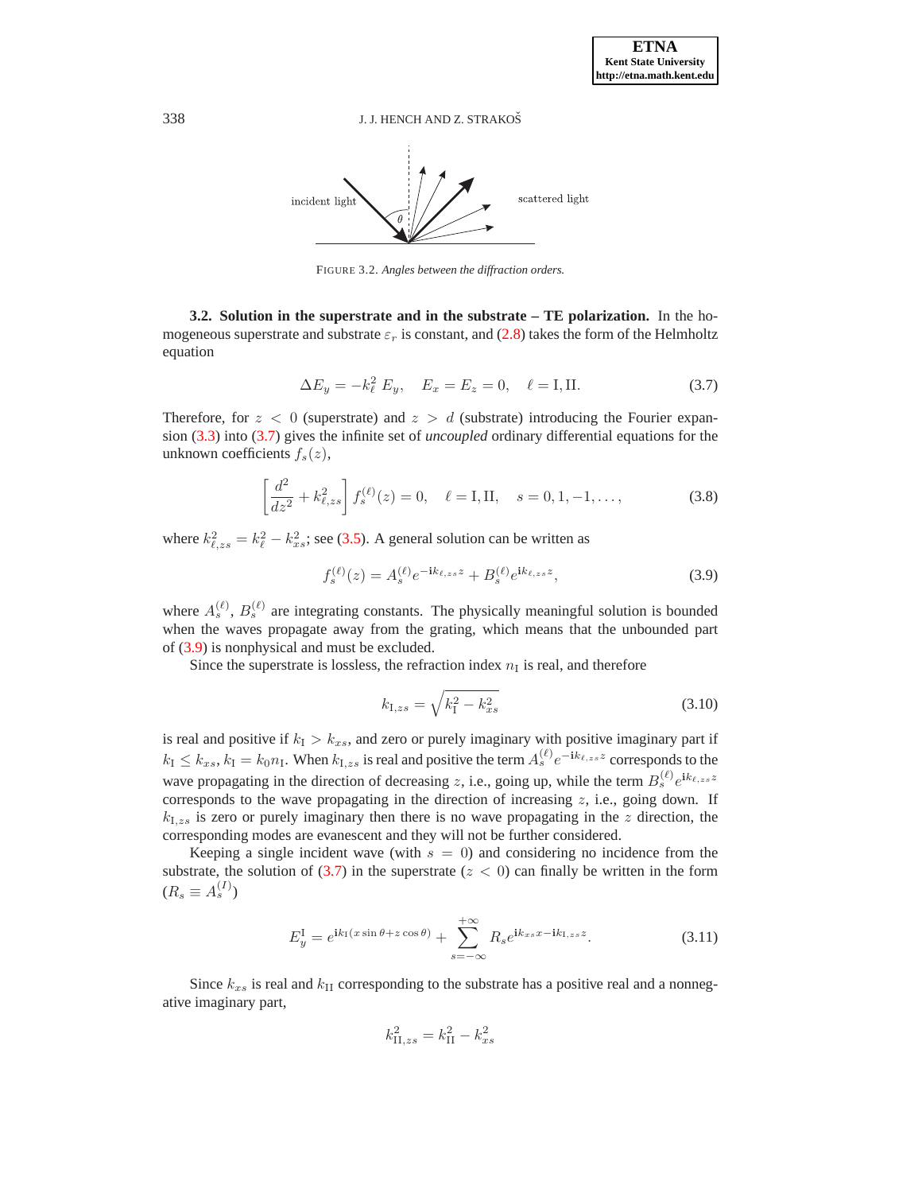FIGURE 3.2. *Angles between the diffraction orders.*

**3.2. Solution in the superstrate and in the substrate – TE polarization.** In the homogeneous superstrate and substrate $\varepsilon_r$ is constant, and (2.8) takes the form of the Helmholtz equation

$$\Delta E_y = -k_\ell^2 \, E_y, \quad E_x = E_z = 0, \quad \ell = \mathrm{I}, \mathrm{II}. \tag{3.7}$$

Therefore, for $z < 0$ (superstrate) and $z > d$ (substrate) introducing the Fourier expansion (3.3) into (3.7) gives the infinite set of *uncoupled* ordinary differential equations for the unknown coefficients $f_s(z)$,

$$\left[\frac{d^2}{dz^2} + k_{\ell,zs}^2\right] f_s^{(\ell)}(z) = 0, \quad \ell = \mathrm{I}, \mathrm{II}, \quad s = 0, 1, -1, \ldots, \tag{3.8}$$

where $k_{\ell,zs}^2 = k_\ell^2 - k_{xs}^2$; see (3.5). A general solution can be written as

$$f_s^{(\ell)}(z) = A_s^{(\ell)} e^{-\mathbf{i}k_{\ell,zs}z} + B_s^{(\ell)} e^{\mathbf{i}k_{\ell,zs}z}, \tag{3.9}$$

where $A_s^{(\ell)}$, $B_s^{(\ell)}$ are integrating constants. The physically meaningful solution is bounded when the waves propagate away from the grating, which means that the unbounded part of (3.9) is nonphysical and must be excluded.

Since the superstrate is lossless, the refraction index $n_{\mathrm{I}}$ is real, and therefore

$$k_{\mathrm{I},zs} = \sqrt{k_{\mathrm{I}}^2 - k_{xs}^2} \tag{3.10}$$

is real and positive if $k_{\mathrm{I}} > k_{xs}$, and zero or purely imaginary with positive imaginary part if $k_{\mathrm{I}} \le k_{xs}$, $k_{\mathrm{I}} = k_0 n_{\mathrm{I}}$. When $k_{\mathrm{I},zs}$ is real and positive the term $A_s^{(\ell)} e^{-\mathbf{i}k_{\ell,zs}z}$ corresponds to the wave propagating in the direction of decreasing $z$, i.e., going up, while the term $B_s^{(\ell)} e^{\mathbf{i}k_{\ell,zs}z}$ corresponds to the wave propagating in the direction of increasing $z$, i.e., going down. If $k_{\mathrm{I},zs}$ is zero or purely imaginary then there is no wave propagating in the $z$ direction, the corresponding modes are evanescent and they will not be further considered.

Keeping a single incident wave (with $s = 0$) and considering no incidence from the substrate, the solution of (3.7) in the superstrate ($z < 0$) can finally be written in the form ($R_s \equiv A_s^{(I)}$)

$$E_y^{\mathrm{I}} = e^{\mathbf{i}k_{\mathrm{I}}(x \sin\theta + z\cos\theta)} + \sum_{s=-\infty}^{+\infty} R_s e^{\mathbf{i}k_{xs}x - \mathbf{i}k_{\mathrm{I},zs}z}. \tag{3.11}$$

Since $k_{xs}$ is real and $k_{\mathrm{II}}$ corresponding to the substrate has a positive real and a nonnegative imaginary part,

$$k_{\mathrm{II},zs}^2 = k_{\mathrm{II}}^2 - k_{xs}^2$$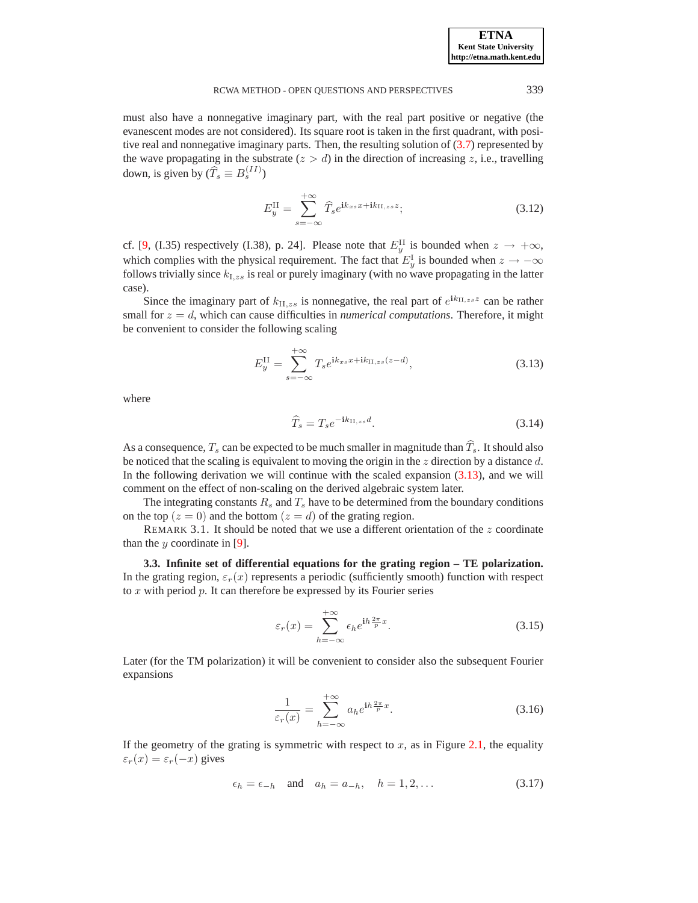must also have a nonnegative imaginary part, with the real part positive or negative (the evanescent modes are not considered). Its square root is taken in the first quadrant, with positive real and nonnegative imaginary parts. Then, the resulting solution of (3.7) represented by the wave propagating in the substrate ($z > d$) in the direction of increasing $z$, i.e., travelling down, is given by ($\widehat{T}_s \equiv B_s^{(II)}$)

$$E_y^{\text{II}} = \sum_{s=-\infty}^{+\infty} \widehat{T}_s e^{\mathbf{i}k_{xs}x + \mathbf{i}k_{\text{II},zs}z}; \tag{3.12}$$

cf. [9, (I.35) respectively (I.38), p. 24]. Please note that $E_y^{\text{II}}$ is bounded when $z \to +\infty$, which complies with the physical requirement. The fact that $E_y^{\text{I}}$ is bounded when $z \to -\infty$ follows trivially since $k_{\text{I},zs}$ is real or purely imaginary (with no wave propagating in the latter case).

Since the imaginary part of $k_{\text{II},zs}$ is nonnegative, the real part of $e^{\mathbf{i}k_{\text{II},zs}z}$ can be rather small for $z = d$, which can cause difficulties in *numerical computations*. Therefore, it might be convenient to consider the following scaling

$$E_y^{\text{II}} = \sum_{s=-\infty}^{+\infty} T_s e^{\mathbf{i}k_{xs}x + \mathbf{i}k_{\text{II},zs}(z-d)}, \tag{3.13}$$

where

$$\widehat{T}_s = T_s e^{-\mathbf{i}k_{\text{II},zs}d}. \tag{3.14}$$

As a consequence, $T_s$ can be expected to be much smaller in magnitude than $\widehat{T}_s$. It should also be noticed that the scaling is equivalent to moving the origin in the $z$ direction by a distance $d$. In the following derivation we will continue with the scaled expansion (3.13), and we will comment on the effect of non-scaling on the derived algebraic system later.

The integrating constants $R_s$ and $T_s$ have to be determined from the boundary conditions on the top $(z = 0)$ and the bottom $(z = d)$ of the grating region.

REMARK 3.1. It should be noted that we use a different orientation of the $z$ coordinate than the $y$ coordinate in [9].

**3.3. Infinite set of differential equations for the grating region – TE polarization.** In the grating region, $\varepsilon_r(x)$ represents a periodic (sufficiently smooth) function with respect to $x$ with period $p$. It can therefore be expressed by its Fourier series

$$\varepsilon_r(x) = \sum_{h=-\infty}^{+\infty} \epsilon_h e^{\mathbf{i}h\frac{2\pi}{p}x}. \tag{3.15}$$

Later (for the TM polarization) it will be convenient to consider also the subsequent Fourier expansions

$$\frac{1}{\varepsilon_r(x)} = \sum_{h=-\infty}^{+\infty} a_h e^{\mathbf{i}h\frac{2\pi}{p}x}. \tag{3.16}$$

If the geometry of the grating is symmetric with respect to $x$, as in Figure 2.1, the equality $\varepsilon_r(x) = \varepsilon_r(-x)$ gives

$$\epsilon_h = \epsilon_{-h} \quad \text{and} \quad a_h = a_{-h}, \quad h = 1, 2, \ldots \tag{3.17}$$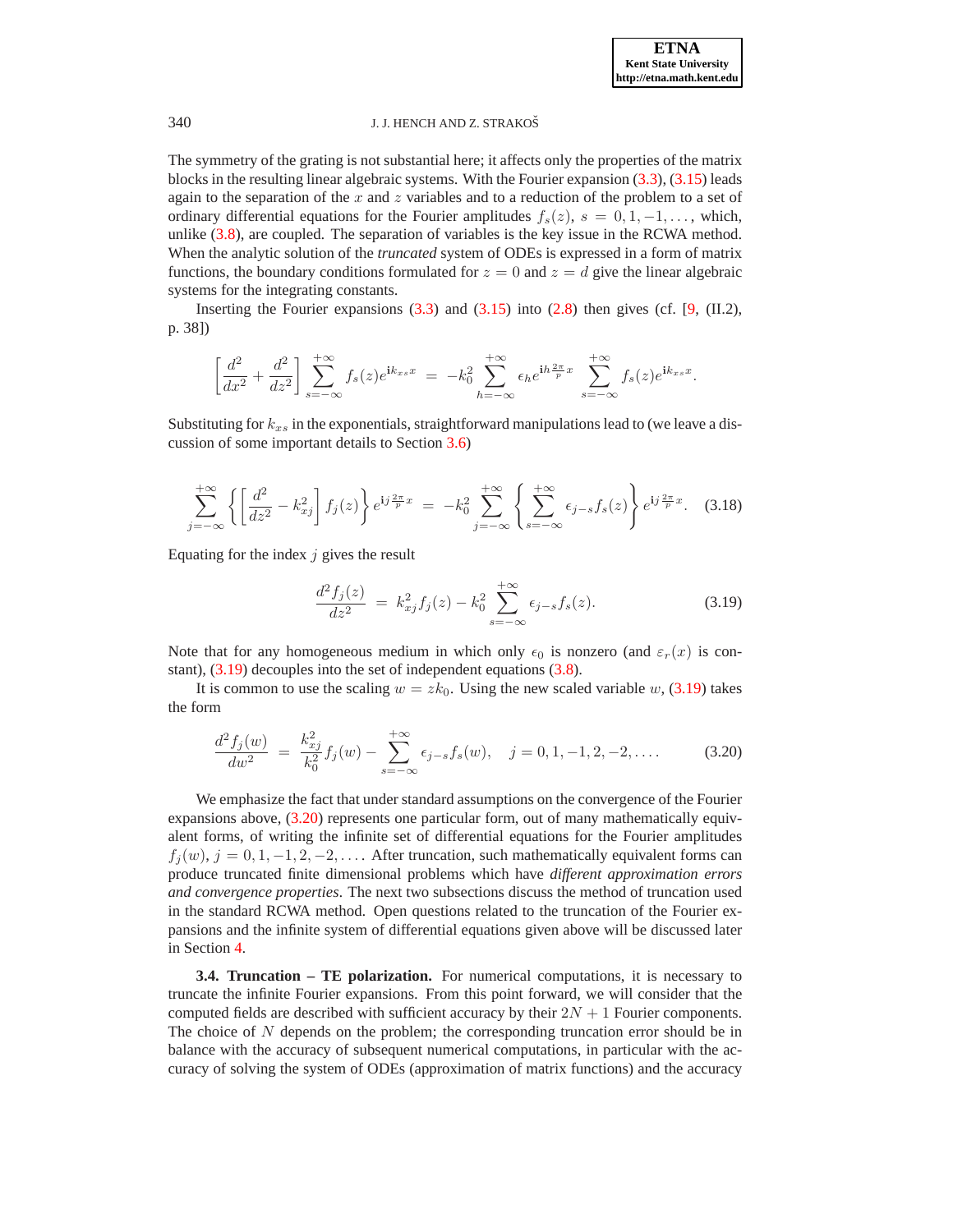The symmetry of the grating is not substantial here; it affects only the properties of the matrix blocks in the resulting linear algebraic systems. With the Fourier expansion (3.3), (3.15) leads again to the separation of the $x$ and $z$ variables and to a reduction of the problem to a set of ordinary differential equations for the Fourier amplitudes $f_s(z)$, $s = 0, 1, -1, \ldots$, which, unlike (3.8), are coupled. The separation of variables is the key issue in the RCWA method. When the analytic solution of the *truncated* system of ODEs is expressed in a form of matrix functions, the boundary conditions formulated for $z = 0$ and $z = d$ give the linear algebraic systems for the integrating constants.

Inserting the Fourier expansions (3.3) and (3.15) into (2.8) then gives (cf. [9, (II.2), p. 38])

$$\left[\frac{d^2}{dx^2} + \frac{d^2}{dz^2}\right] \sum_{s=-\infty}^{+\infty} f_s(z) e^{\mathrm{i}k_{xs}x} \;=\; -k_0^2 \sum_{h=-\infty}^{+\infty} \epsilon_h e^{\mathrm{i}h\frac{2\pi}{p}x} \sum_{s=-\infty}^{+\infty} f_s(z) e^{\mathrm{i}k_{xs}x}.$$

Substituting for $k_{xs}$ in the exponentials, straightforward manipulations lead to (we leave a discussion of some important details to Section 3.6)

$$\sum_{j=-\infty}^{+\infty} \left\{ \left[\frac{d^2}{dz^2} - k_{xj}^2\right] f_j(z) \right\} e^{\mathrm{i}j\frac{2\pi}{p}x} \;=\; -k_0^2 \sum_{j=-\infty}^{+\infty} \left\{ \sum_{s=-\infty}^{+\infty} \epsilon_{j-s} f_s(z) \right\} e^{\mathrm{i}j\frac{2\pi}{p}x}. \tag{3.18}$$

Equating for the index $j$ gives the result

$$\frac{d^2 f_j(z)}{dz^2} \;=\; k_{xj}^2 f_j(z) - k_0^2 \sum_{s=-\infty}^{+\infty} \epsilon_{j-s} f_s(z). \tag{3.19}$$

Note that for any homogeneous medium in which only $\epsilon_0$ is nonzero (and $\varepsilon_r(x)$ is constant), (3.19) decouples into the set of independent equations (3.8).

It is common to use the scaling $w = zk_0$. Using the new scaled variable $w$, (3.19) takes the form

$$\frac{d^2 f_j(w)}{dw^2} \;=\; \frac{k_{xj}^2}{k_0^2} f_j(w) - \sum_{s=-\infty}^{+\infty} \epsilon_{j-s} f_s(w), \quad j = 0, 1, -1, 2, -2, \ldots. \tag{3.20}$$

We emphasize the fact that under standard assumptions on the convergence of the Fourier expansions above, (3.20) represents one particular form, out of many mathematically equivalent forms, of writing the infinite set of differential equations for the Fourier amplitudes $f_j(w)$, $j = 0, 1, -1, 2, -2, \ldots$. After truncation, such mathematically equivalent forms can produce truncated finite dimensional problems which have *different approximation errors and convergence properties*. The next two subsections discuss the method of truncation used in the standard RCWA method. Open questions related to the truncation of the Fourier expansions and the infinite system of differential equations given above will be discussed later in Section 4.

**3.4. Truncation – TE polarization.** For numerical computations, it is necessary to truncate the infinite Fourier expansions. From this point forward, we will consider that the computed fields are described with sufficient accuracy by their $2N + 1$ Fourier components. The choice of $N$ depends on the problem; the corresponding truncation error should be in balance with the accuracy of subsequent numerical computations, in particular with the accuracy of solving the system of ODEs (approximation of matrix functions) and the accuracy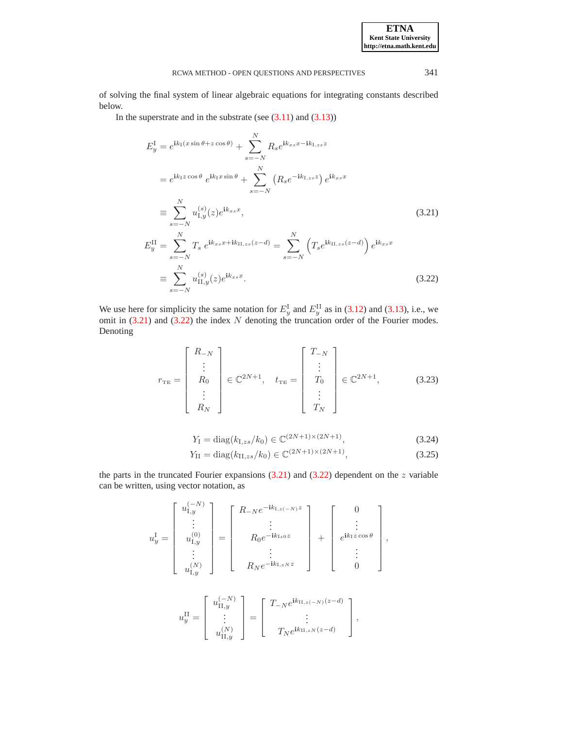of solving the final system of linear algebraic equations for integrating constants described below.

In the superstrate and in the substrate (see (3.11) and (3.13))

$$
\begin{aligned}
E_y^{\mathrm{I}} &= e^{\mathbf{i}k_{\mathrm{I}}(x\sin\theta + z\cos\theta)} + \sum_{s=-N}^{N} R_s e^{\mathbf{i}k_{xs}x - \mathbf{i}k_{\mathrm{I},zs}z} \\
&= e^{\mathbf{i}k_{\mathrm{I}}z\cos\theta}\, e^{\mathbf{i}k_{\mathrm{I}}x\sin\theta} + \sum_{s=-N}^{N} \left(R_s e^{-\mathbf{i}k_{\mathrm{I},zs}z}\right) e^{\mathbf{i}k_{xs}x} \\
&\equiv \sum_{s=-N}^{N} u_{\mathrm{I},y}^{(s)}(z) e^{\mathbf{i}k_{xs}x},
\end{aligned}
\tag{3.21}
$$

$$
\begin{aligned}
E_y^{\mathrm{II}} &= \sum_{s=-N}^{N} T_s\, e^{\mathbf{i}k_{xs}x + \mathbf{i}k_{\mathrm{II},zs}(z-d)} = \sum_{s=-N}^{N} \left(T_s e^{\mathbf{i}k_{\mathrm{II},zs}(z-d)}\right) e^{\mathbf{i}k_{xs}x} \\
&\equiv \sum_{s=-N}^{N} u_{\mathrm{II},y}^{(s)}(z) e^{\mathbf{i}k_{xs}x}.
\end{aligned}
\tag{3.22}
$$

We use here for simplicity the same notation for $E_y^{\mathrm{I}}$ and $E_y^{\mathrm{II}}$ as in (3.12) and (3.13), i.e., we omit in (3.21) and (3.22) the index $N$ denoting the truncation order of the Fourier modes. Denoting

$$
r_{\mathrm{TE}} = \begin{bmatrix} R_{-N} \\ \vdots \\ R_0 \\ \vdots \\ R_N \end{bmatrix} \in \mathbb{C}^{2N+1}, \quad t_{\mathrm{TE}} = \begin{bmatrix} T_{-N} \\ \vdots \\ T_0 \\ \vdots \\ T_N \end{bmatrix} \in \mathbb{C}^{2N+1},
\tag{3.23}
$$

$$
Y_{\mathrm{I}} = \mathrm{diag}(k_{\mathrm{I},zs}/k_0) \in \mathbb{C}^{(2N+1)\times(2N+1)},
\tag{3.24}
$$

$$
Y_{\mathrm{II}} = \mathrm{diag}(k_{\mathrm{II},zs}/k_0) \in \mathbb{C}^{(2N+1)\times(2N+1)},
\tag{3.25}
$$

the parts in the truncated Fourier expansions (3.21) and (3.22) dependent on the $z$ variable can be written, using vector notation, as

$$
u_y^{\mathrm{I}} = \begin{bmatrix} u_{\mathrm{I},y}^{(-N)} \\ \vdots \\ u_{\mathrm{I},y}^{(0)} \\ \vdots \\ u_{\mathrm{I},y}^{(N)} \end{bmatrix} = \begin{bmatrix} R_{-N}e^{-\mathbf{i}k_{\mathrm{I},z(-N)}z} \\ \vdots \\ R_0 e^{-\mathbf{i}k_{\mathrm{I}z0}z} \\ \vdots \\ R_N e^{-\mathbf{i}k_{\mathrm{I},zN}z} \end{bmatrix} + \begin{bmatrix} 0 \\ \vdots \\ e^{\mathbf{i}k_{\mathrm{I}}z\cos\theta} \\ \vdots \\ 0 \end{bmatrix},
$$

$$
u_y^{\mathrm{II}} = \begin{bmatrix} u_{\mathrm{II},y}^{(-N)} \\ \vdots \\ u_{\mathrm{II},y}^{(N)} \end{bmatrix} = \begin{bmatrix} T_{-N}e^{\mathbf{i}k_{\mathrm{II},z(-N)}(z-d)} \\ \vdots \\ T_N e^{\mathbf{i}k_{\mathrm{II},zN}(z-d)} \end{bmatrix},
$$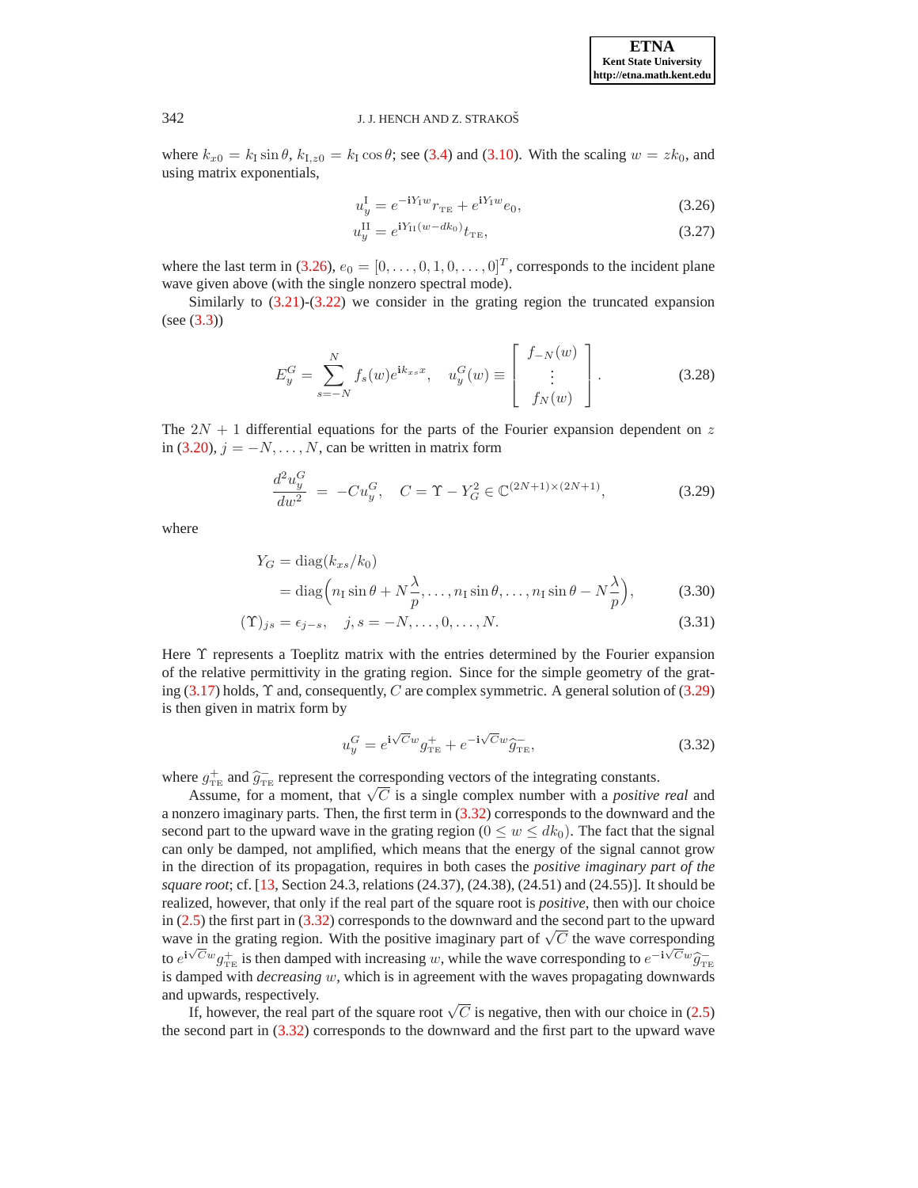where $k_{x0} = k_{\rm I} \sin\theta$, $k_{{\rm I},z0} = k_{\rm I}\cos\theta$; see (3.4) and (3.10). With the scaling $w = zk_0$, and using matrix exponentials,

$$u_y^{\rm I} = e^{-{\bf i}Y_{\rm I}w} r_{\rm TE} + e^{{\bf i}Y_{\rm I}w} e_0, \tag{3.26}$$

$$u_y^{\rm II} = e^{{\bf i}Y_{\rm II}(w-dk_0)} t_{\rm TE}, \tag{3.27}$$

where the last term in (3.26), $e_0 = [0, \ldots, 0, 1, 0, \ldots, 0]^T$, corresponds to the incident plane wave given above (with the single nonzero spectral mode).

Similarly to (3.21)-(3.22) we consider in the grating region the truncated expansion (see (3.3))

$$E_y^G = \sum_{s=-N}^{N} f_s(w) e^{{\bf i}k_{xs}x}, \quad u_y^G(w) \equiv \begin{bmatrix} f_{-N}(w) \\ \vdots \\ f_N(w) \end{bmatrix}. \tag{3.28}$$

The $2N+1$ differential equations for the parts of the Fourier expansion dependent on $z$ in (3.20), $j = -N, \ldots, N$, can be written in matrix form

$$\frac{d^2 u_y^G}{dw^2} \; = \; -C u_y^G, \quad C = \Upsilon - Y_G^2 \in \mathbb{C}^{(2N+1)\times(2N+1)}, \tag{3.29}$$

where

$$\begin{aligned} Y_G &= \operatorname{diag}(k_{xs}/k_0) \\ &= \operatorname{diag}\Big(n_{\rm I}\sin\theta + N\frac{\lambda}{p}, \ldots, n_{\rm I}\sin\theta, \ldots, n_{\rm I}\sin\theta - N\frac{\lambda}{p}\Big), \end{aligned} \tag{3.30}$$

$$(\Upsilon)_{js} = \epsilon_{j-s}, \quad j, s = -N, \ldots, 0, \ldots, N. \tag{3.31}$$

Here $\Upsilon$ represents a Toeplitz matrix with the entries determined by the Fourier expansion of the relative permittivity in the grating region. Since for the simple geometry of the grating (3.17) holds, $\Upsilon$ and, consequently, $C$ are complex symmetric. A general solution of (3.29) is then given in matrix form by

$$u_y^G = e^{{\bf i}\sqrt{C}w} g_{\rm TE}^{+} + e^{-{\bf i}\sqrt{C}w} \widehat{g}_{\rm TE}^{-}, \tag{3.32}$$

where $g_{\rm TE}^{+}$ and $\widehat{g}_{\rm TE}^{-}$ represent the corresponding vectors of the integrating constants.

Assume, for a moment, that $\sqrt{C}$ is a single complex number with a *positive real* and a nonzero imaginary parts. Then, the first term in (3.32) corresponds to the downward and the second part to the upward wave in the grating region ($0 \le w \le dk_0$). The fact that the signal can only be damped, not amplified, which means that the energy of the signal cannot grow in the direction of its propagation, requires in both cases the *positive imaginary part of the square root*; cf. [13, Section 24.3, relations (24.37), (24.38), (24.51) and (24.55)]. It should be realized, however, that only if the real part of the square root is *positive*, then with our choice in (2.5) the first part in (3.32) corresponds to the downward and the second part to the upward wave in the grating region. With the positive imaginary part of $\sqrt{C}$ the wave corresponding to $e^{{\bf i}\sqrt{C}w} g_{\rm TE}^{+}$ is then damped with increasing $w$, while the wave corresponding to $e^{-{\bf i}\sqrt{C}w}\widehat{g}_{\rm TE}^{-}$ is damped with *decreasing* $w$, which is in agreement with the waves propagating downwards and upwards, respectively.

If, however, the real part of the square root $\sqrt{C}$ is negative, then with our choice in (2.5) the second part in (3.32) corresponds to the downward and the first part to the upward wave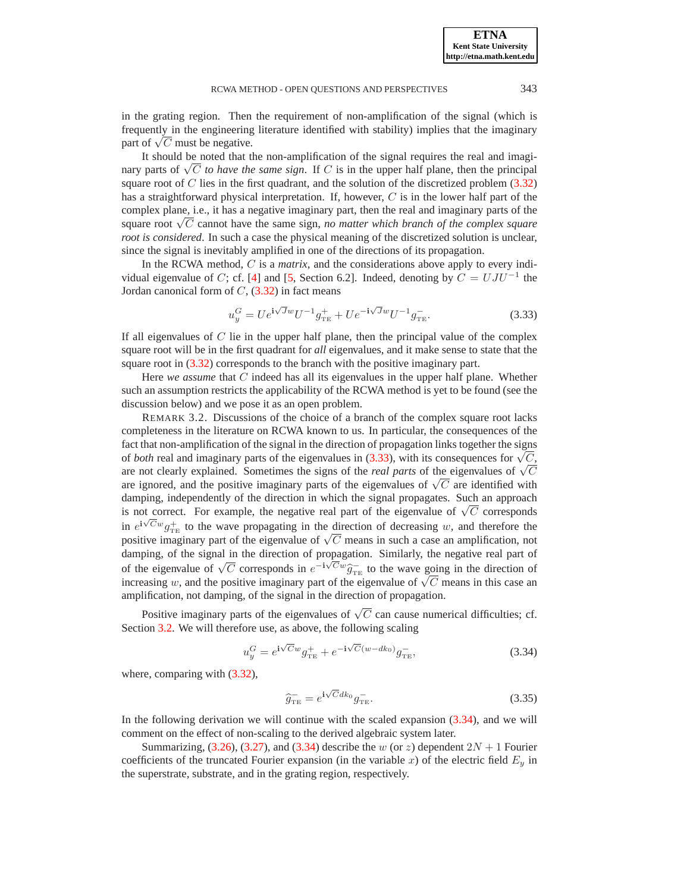in the grating region. Then the requirement of non-amplification of the signal (which is frequently in the engineering literature identified with stability) implies that the imaginary part of $\sqrt{C}$ must be negative.

It should be noted that the non-amplification of the signal requires the real and imaginary parts of $\sqrt{C}$ *to have the same sign*. If $C$ is in the upper half plane, then the principal square root of $C$ lies in the first quadrant, and the solution of the discretized problem (3.32) has a straightforward physical interpretation. If, however, $C$ is in the lower half part of the complex plane, i.e., it has a negative imaginary part, then the real and imaginary parts of the square root $\sqrt{C}$ cannot have the same sign, *no matter which branch of the complex square root is considered*. In such a case the physical meaning of the discretized solution is unclear, since the signal is inevitably amplified in one of the directions of its propagation.

In the RCWA method, $C$ is a *matrix*, and the considerations above apply to every individual eigenvalue of $C$; cf. [4] and [5, Section 6.2]. Indeed, denoting by $C = UJU^{-1}$ the Jordan canonical form of $C$, (3.32) in fact means

$$u_y^G = Ue^{\mathbf{i}\sqrt{J}w}U^{-1}g_{\mathrm{TE}}^{+} + Ue^{-\mathbf{i}\sqrt{J}w}U^{-1}g_{\mathrm{TE}}^{-}. \tag{3.33}$$

If all eigenvalues of $C$ lie in the upper half plane, then the principal value of the complex square root will be in the first quadrant for *all* eigenvalues, and it make sense to state that the square root in (3.32) corresponds to the branch with the positive imaginary part.

Here *we assume* that $C$ indeed has all its eigenvalues in the upper half plane. Whether such an assumption restricts the applicability of the RCWA method is yet to be found (see the discussion below) and we pose it as an open problem.

REMARK 3.2. Discussions of the choice of a branch of the complex square root lacks completeness in the literature on RCWA known to us. In particular, the consequences of the fact that non-amplification of the signal in the direction of propagation links together the signs of *both* real and imaginary parts of the eigenvalues in (3.33), with its consequences for $\sqrt{C}$, are not clearly explained. Sometimes the signs of the *real parts* of the eigenvalues of $\sqrt{C}$ are ignored, and the positive imaginary parts of the eigenvalues of $\sqrt{C}$ are identified with damping, independently of the direction in which the signal propagates. Such an approach is not correct. For example, the negative real part of the eigenvalue of $\sqrt{C}$ corresponds in $e^{\mathbf{i}\sqrt{C}w}g_{\mathrm{TE}}^{+}$ to the wave propagating in the direction of decreasing $w$, and therefore the positive imaginary part of the eigenvalue of $\sqrt{C}$ means in such a case an amplification, not damping, of the signal in the direction of propagation. Similarly, the negative real part of of the eigenvalue of $\sqrt{C}$ corresponds in $e^{-\mathbf{i}\sqrt{C}w}\widehat{g}_{\mathrm{TE}}^{-}$ to the wave going in the direction of increasing $w$, and the positive imaginary part of the eigenvalue of $\sqrt{C}$ means in this case an amplification, not damping, of the signal in the direction of propagation.

Positive imaginary parts of the eigenvalues of $\sqrt{C}$ can cause numerical difficulties; cf. Section 3.2. We will therefore use, as above, the following scaling

$$u_y^G = e^{\mathbf{i}\sqrt{C}w}g_{\mathrm{TE}}^{+} + e^{-\mathbf{i}\sqrt{C}(w-dk_0)}\widehat{g}_{\mathrm{TE}}^{-}, \tag{3.34}$$

where, comparing with (3.32),

$$\widehat{g}_{\mathrm{TE}}^{-} = e^{\mathbf{i}\sqrt{C}dk_0}g_{\mathrm{TE}}^{-}. \tag{3.35}$$

In the following derivation we will continue with the scaled expansion (3.34), and we will comment on the effect of non-scaling to the derived algebraic system later.

Summarizing, (3.26), (3.27), and (3.34) describe the $w$ (or $z$) dependent $2N+1$ Fourier coefficients of the truncated Fourier expansion (in the variable $x$) of the electric field $E_y$ in the superstrate, substrate, and in the grating region, respectively.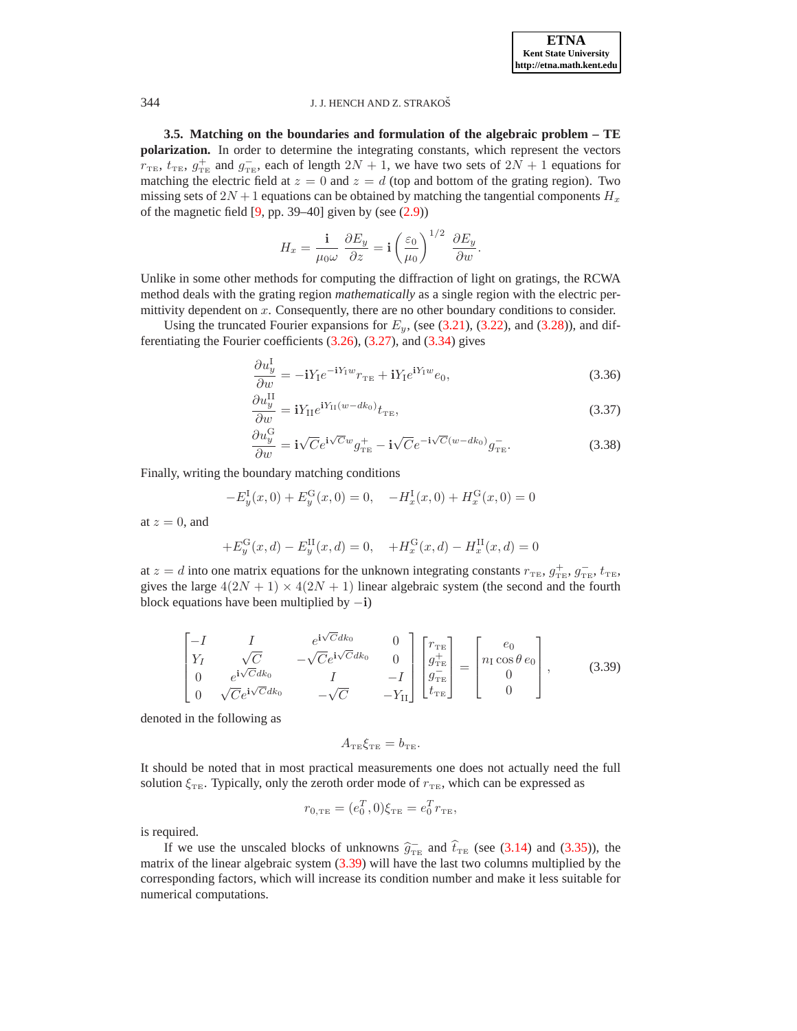**3.5. Matching on the boundaries and formulation of the algebraic problem – TE polarization.** In order to determine the integrating constants, which represent the vectors $r_{\text{TE}}$, $t_{\text{TE}}$, $g^+_{\text{TE}}$ and $g^-_{\text{TE}}$, each of length $2N+1$, we have two sets of $2N+1$ equations for matching the electric field at $z=0$ and $z=d$ (top and bottom of the grating region). Two missing sets of $2N+1$ equations can be obtained by matching the tangential components $H_x$ of the magnetic field [9, pp. 39–40] given by (see (2.9))

$$H_x = \frac{\mathbf{i}}{\mu_0 \omega}\,\frac{\partial E_y}{\partial z} = \mathbf{i}\left(\frac{\varepsilon_0}{\mu_0}\right)^{1/2}\,\frac{\partial E_y}{\partial w}.$$

Unlike in some other methods for computing the diffraction of light on gratings, the RCWA method deals with the grating region *mathematically* as a single region with the electric permittivity dependent on $x$. Consequently, there are no other boundary conditions to consider.

Using the truncated Fourier expansions for $E_y$, (see (3.21), (3.22), and (3.28)), and differentiating the Fourier coefficients (3.26), (3.27), and (3.34) gives

$$\frac{\partial u_y^{\text{I}}}{\partial w} = -\mathbf{i}Y_{\text{I}} e^{-\mathbf{i}Y_{\text{I}} w} r_{\text{TE}} + \mathbf{i}Y_{\text{I}} e^{\mathbf{i}Y_{\text{I}} w} e_0, \tag{3.36}$$

$$\frac{\partial u_y^{\text{II}}}{\partial w} = \mathbf{i}Y_{\text{II}} e^{\mathbf{i}Y_{\text{II}}(w-dk_0)} t_{\text{TE}}, \tag{3.37}$$

$$\frac{\partial u_y^{\text{G}}}{\partial w} = \mathbf{i}\sqrt{C} e^{\mathbf{i}\sqrt{C} w} g^+_{\text{TE}} - \mathbf{i}\sqrt{C} e^{-\mathbf{i}\sqrt{C}(w-dk_0)} g^-_{\text{TE}}. \tag{3.38}$$

Finally, writing the boundary matching conditions

$$-E_y^{\text{I}}(x,0) + E_y^{\text{G}}(x,0) = 0, \quad -H_x^{\text{I}}(x,0) + H_x^{\text{G}}(x,0) = 0$$

at $z=0$, and

$$+E_y^{\text{G}}(x,d) - E_y^{\text{II}}(x,d) = 0, \quad +H_x^{\text{G}}(x,d) - H_x^{\text{II}}(x,d) = 0$$

at $z=d$ into one matrix equations for the unknown integrating constants $r_{\text{TE}}$, $g^+_{\text{TE}}$, $g^-_{\text{TE}}$, $t_{\text{TE}}$, gives the large $4(2N+1)\times 4(2N+1)$ linear algebraic system (the second and the fourth block equations have been multiplied by $-\mathbf{i}$)

$$\begin{bmatrix} -I & I & e^{\mathbf{i}\sqrt{C}dk_0} & 0 \\ Y_I & \sqrt{C} & -\sqrt{C}e^{\mathbf{i}\sqrt{C}dk_0} & 0 \\ 0 & e^{\mathbf{i}\sqrt{C}dk_0} & I & -I \\ 0 & \sqrt{C}e^{\mathbf{i}\sqrt{C}dk_0} & -\sqrt{C} & -Y_{\text{II}} \end{bmatrix} \begin{bmatrix} r_{\text{TE}} \\ g^+_{\text{TE}} \\ g^-_{\text{TE}} \\ t_{\text{TE}} \end{bmatrix} = \begin{bmatrix} e_0 \\ n_{\text{I}}\cos\theta\, e_0 \\ 0 \\ 0 \end{bmatrix}, \tag{3.39}$$

denoted in the following as

$$A_{\text{TE}}\xi_{\text{TE}} = b_{\text{TE}}.$$

It should be noted that in most practical measurements one does not actually need the full solution $\xi_{\text{TE}}$. Typically, only the zeroth order mode of $r_{\text{TE}}$, which can be expressed as

$$r_{0,\text{TE}} = (e_0^T, 0)\xi_{\text{TE}} = e_0^T r_{\text{TE}},$$

is required.

If we use the unscaled blocks of unknowns $\widehat{g}^-_{\text{TE}}$ and $\widehat{t}_{\text{TE}}$ (see (3.14) and (3.35)), the matrix of the linear algebraic system (3.39) will have the last two columns multiplied by the corresponding factors, which will increase its condition number and make it less suitable for numerical computations.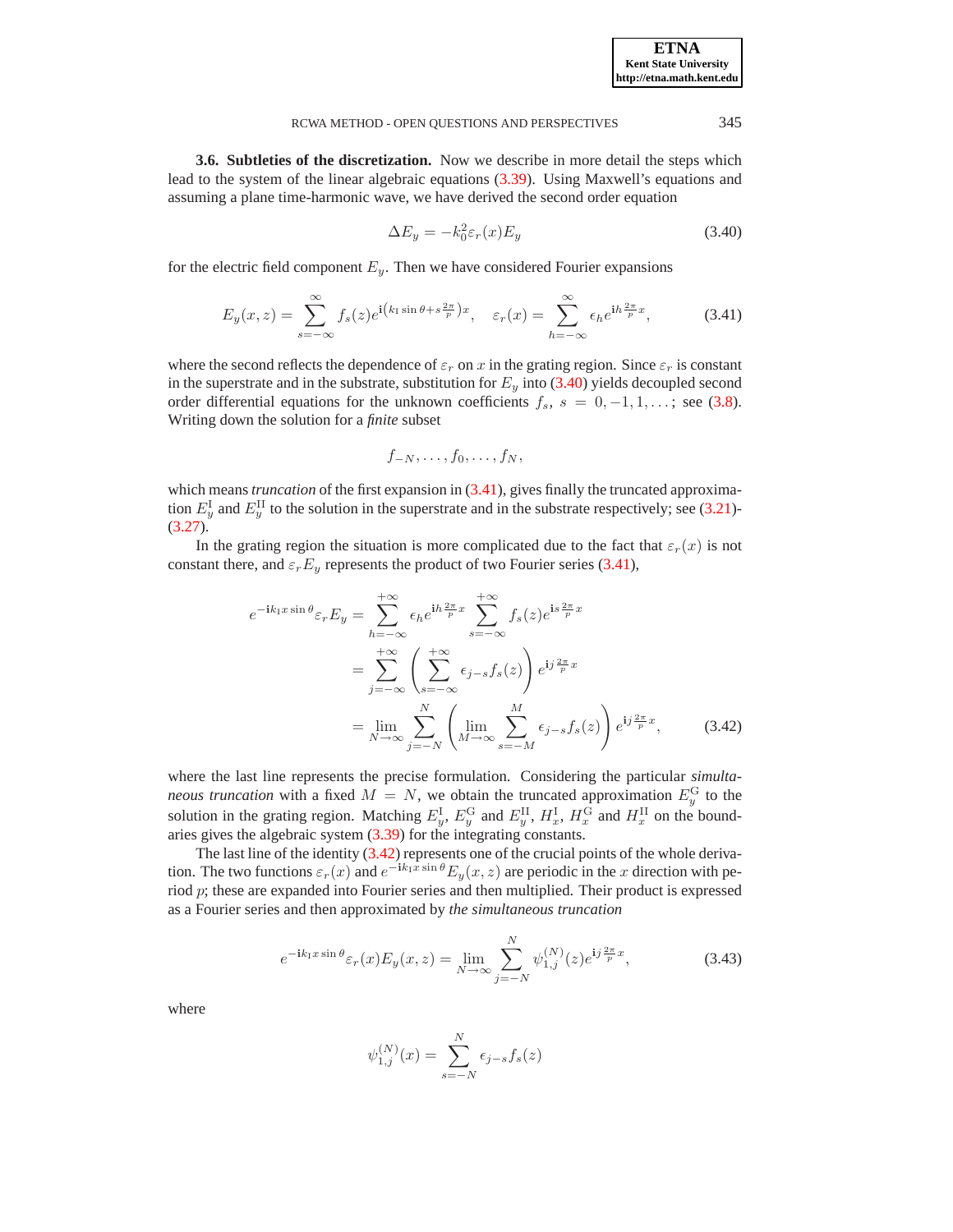**3.6. Subtleties of the discretization.** Now we describe in more detail the steps which lead to the system of the linear algebraic equations (3.39). Using Maxwell's equations and assuming a plane time-harmonic wave, we have derived the second order equation

$$\Delta E_y = -k_0^2 \varepsilon_r(x) E_y \tag{3.40}$$

for the electric field component $E_y$. Then we have considered Fourier expansions

$$E_y(x,z) = \sum_{s=-\infty}^{\infty} f_s(z) e^{\mathrm{i}\left(k_{\mathrm{I}} \sin\theta + s\frac{2\pi}{p}\right)x}, \quad \varepsilon_r(x) = \sum_{h=-\infty}^{\infty} \epsilon_h e^{\mathrm{i}h\frac{2\pi}{p}x}, \tag{3.41}$$

where the second reflects the dependence of $\varepsilon_r$ on $x$ in the grating region. Since $\varepsilon_r$ is constant in the superstrate and in the substrate, substitution for $E_y$ into (3.40) yields decoupled second order differential equations for the unknown coefficients $f_s$, $s = 0, -1, 1, \ldots$; see (3.8). Writing down the solution for a *finite* subset

$$f_{-N}, \ldots, f_0, \ldots, f_N,$$

which means *truncation* of the first expansion in (3.41), gives finally the truncated approximation $E_y^{\mathrm{I}}$ and $E_y^{\mathrm{II}}$ to the solution in the superstrate and in the substrate respectively; see (3.21)-(3.27).

In the grating region the situation is more complicated due to the fact that $\varepsilon_r(x)$ is not constant there, and $\varepsilon_r E_y$ represents the product of two Fourier series (3.41),

$$\begin{aligned}
e^{-\mathrm{i}k_{\mathrm{I}}x\sin\theta}\varepsilon_r E_y &= \sum_{h=-\infty}^{+\infty} \epsilon_h e^{\mathrm{i}h\frac{2\pi}{p}x} \sum_{s=-\infty}^{+\infty} f_s(z) e^{\mathrm{i}s\frac{2\pi}{p}x} \\
&= \sum_{j=-\infty}^{+\infty} \left( \sum_{s=-\infty}^{+\infty} \epsilon_{j-s} f_s(z) \right) e^{\mathrm{i}j\frac{2\pi}{p}x} \\
&= \lim_{N\to\infty} \sum_{j=-N}^{N} \left( \lim_{M\to\infty} \sum_{s=-M}^{M} \epsilon_{j-s} f_s(z) \right) e^{\mathrm{i}j\frac{2\pi}{p}x},
\end{aligned} \tag{3.42}$$

where the last line represents the precise formulation. Considering the particular *simultaneous truncation* with a fixed $M = N$, we obtain the truncated approximation $E_y^{\mathrm{G}}$ to the solution in the grating region. Matching $E_y^{\mathrm{I}}$, $E_y^{\mathrm{G}}$ and $E_y^{\mathrm{II}}$, $H_x^{\mathrm{I}}$, $H_x^{\mathrm{G}}$ and $H_x^{\mathrm{II}}$ on the boundaries gives the algebraic system (3.39) for the integrating constants.

The last line of the identity (3.42) represents one of the crucial points of the whole derivation. The two functions $\varepsilon_r(x)$ and $e^{-\mathrm{i}k_{\mathrm{I}}x\sin\theta}E_y(x,z)$ are periodic in the $x$ direction with period $p$; these are expanded into Fourier series and then multiplied. Their product is expressed as a Fourier series and then approximated by *the simultaneous truncation*

$$e^{-\mathrm{i}k_{\mathrm{I}}x\sin\theta}\varepsilon_r(x)E_y(x,z) = \lim_{N\to\infty} \sum_{j=-N}^{N} \psi_{1,j}^{(N)}(z) e^{\mathrm{i}j\frac{2\pi}{p}x}, \tag{3.43}$$

where

$$\psi_{1,j}^{(N)}(x) = \sum_{s=-N}^{N} \epsilon_{j-s} f_s(z)$$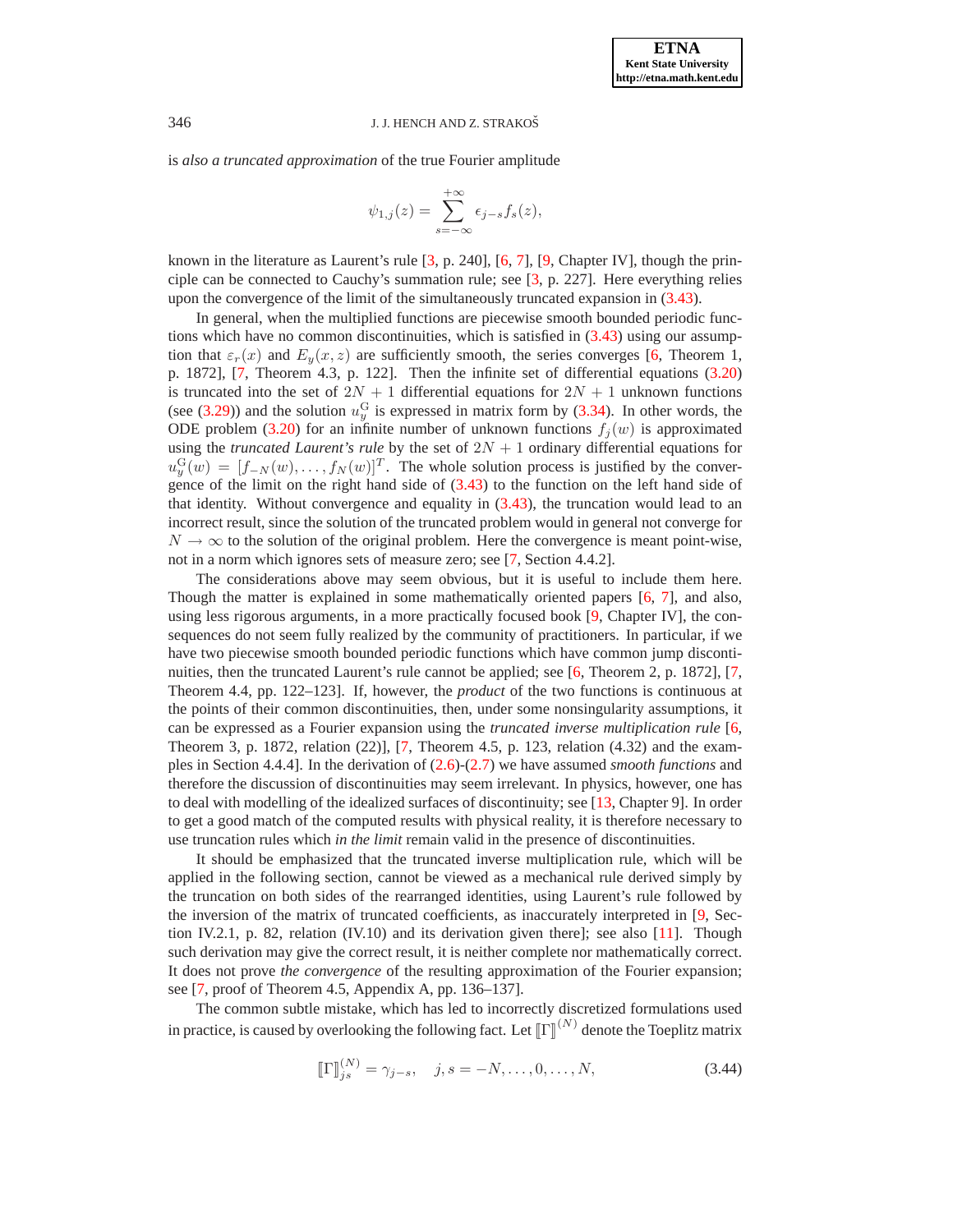is *also a truncated approximation* of the true Fourier amplitude

$$\psi_{1,j}(z) = \sum_{s=-\infty}^{+\infty} \epsilon_{j-s} f_s(z),$$

known in the literature as Laurent's rule [3, p. 240], [6, 7], [9, Chapter IV], though the principle can be connected to Cauchy's summation rule; see [3, p. 227]. Here everything relies upon the convergence of the limit of the simultaneously truncated expansion in (3.43).

In general, when the multiplied functions are piecewise smooth bounded periodic functions which have no common discontinuities, which is satisfied in (3.43) using our assumption that $\varepsilon_r(x)$ and $E_y(x,z)$ are sufficiently smooth, the series converges [6, Theorem 1, p. 1872], [7, Theorem 4.3, p. 122]. Then the infinite set of differential equations (3.20) is truncated into the set of $2N+1$ differential equations for $2N+1$ unknown functions (see (3.29)) and the solution $u_y^{\mathrm{G}}$ is expressed in matrix form by (3.34). In other words, the ODE problem (3.20) for an infinite number of unknown functions $f_j(w)$ is approximated using the *truncated Laurent's rule* by the set of $2N+1$ ordinary differential equations for $u_y^{\mathrm{G}}(w) = [f_{-N}(w), \ldots, f_N(w)]^T$. The whole solution process is justified by the convergence of the limit on the right hand side of (3.43) to the function on the left hand side of that identity. Without convergence and equality in (3.43), the truncation would lead to an incorrect result, since the solution of the truncated problem would in general not converge for $N \to \infty$ to the solution of the original problem. Here the convergence is meant point-wise, not in a norm which ignores sets of measure zero; see [7, Section 4.4.2].

The considerations above may seem obvious, but it is useful to include them here. Though the matter is explained in some mathematically oriented papers [6, 7], and also, using less rigorous arguments, in a more practically focused book [9, Chapter IV], the consequences do not seem fully realized by the community of practitioners. In particular, if we have two piecewise smooth bounded periodic functions which have common jump discontinuities, then the truncated Laurent's rule cannot be applied; see [6, Theorem 2, p. 1872], [7, Theorem 4.4, pp. 122–123]. If, however, the *product* of the two functions is continuous at the points of their common discontinuities, then, under some nonsingularity assumptions, it can be expressed as a Fourier expansion using the *truncated inverse multiplication rule* [6, Theorem 3, p. 1872, relation (22)], [7, Theorem 4.5, p. 123, relation (4.32) and the examples in Section 4.4.4]. In the derivation of (2.6)-(2.7) we have assumed *smooth functions* and therefore the discussion of discontinuities may seem irrelevant. In physics, however, one has to deal with modelling of the idealized surfaces of discontinuity; see [13, Chapter 9]. In order to get a good match of the computed results with physical reality, it is therefore necessary to use truncation rules which *in the limit* remain valid in the presence of discontinuities.

It should be emphasized that the truncated inverse multiplication rule, which will be applied in the following section, cannot be viewed as a mechanical rule derived simply by the truncation on both sides of the rearranged identities, using Laurent's rule followed by the inversion of the matrix of truncated coefficients, as inaccurately interpreted in [9, Section IV.2.1, p. 82, relation (IV.10) and its derivation given there]; see also [11]. Though such derivation may give the correct result, it is neither complete nor mathematically correct. It does not prove *the convergence* of the resulting approximation of the Fourier expansion; see [7, proof of Theorem 4.5, Appendix A, pp. 136–137].

The common subtle mistake, which has led to incorrectly discretized formulations used in practice, is caused by overlooking the following fact. Let $[\![\Gamma]\!]^{(N)}$ denote the Toeplitz matrix

$$[\![\Gamma]\!]_{js}^{(N)} = \gamma_{j-s}, \quad j, s = -N, \ldots, 0, \ldots, N, \tag{3.44}$$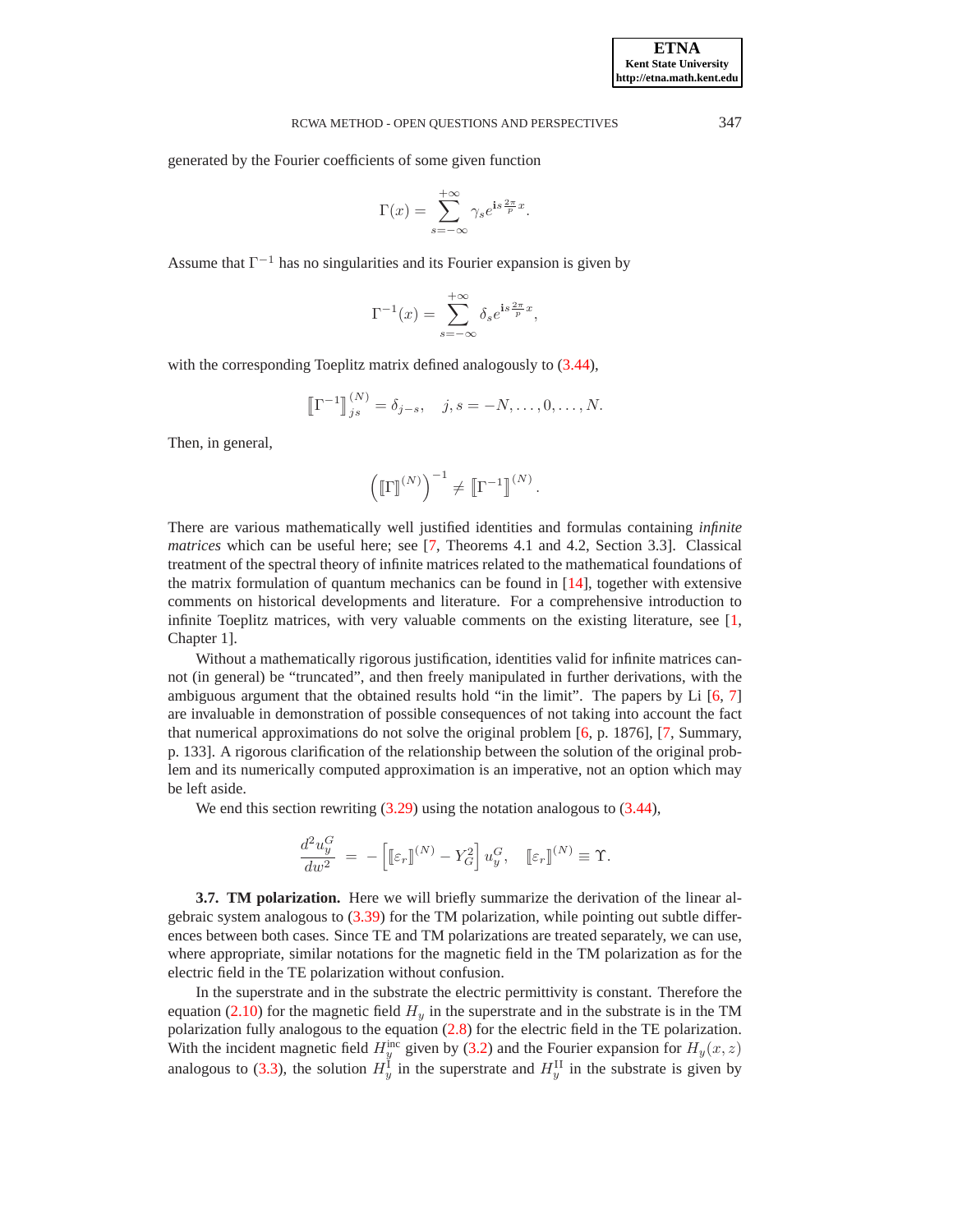generated by the Fourier coefficients of some given function

$$\Gamma(x) = \sum_{s=-\infty}^{+\infty} \gamma_s e^{\mathrm{i} s \frac{2\pi}{p} x}.$$

Assume that $\Gamma^{-1}$ has no singularities and its Fourier expansion is given by

$$\Gamma^{-1}(x) = \sum_{s=-\infty}^{+\infty} \delta_s e^{\mathrm{i} s \frac{2\pi}{p} x},$$

with the corresponding Toeplitz matrix defined analogously to (3.44),

$$\left[\!\left[\Gamma^{-1}\right]\!\right]_{js}^{(N)} = \delta_{j-s}, \quad j,s = -N, \ldots, 0, \ldots, N.$$

Then, in general,

$$\left(\left[\!\left[\Gamma\right]\!\right]^{(N)}\right)^{-1} \neq \left[\!\left[\Gamma^{-1}\right]\!\right]^{(N)}.$$

There are various mathematically well justified identities and formulas containing *infinite matrices* which can be useful here; see [7, Theorems 4.1 and 4.2, Section 3.3]. Classical treatment of the spectral theory of infinite matrices related to the mathematical foundations of the matrix formulation of quantum mechanics can be found in [14], together with extensive comments on historical developments and literature. For a comprehensive introduction to infinite Toeplitz matrices, with very valuable comments on the existing literature, see [1, Chapter 1].

Without a mathematically rigorous justification, identities valid for infinite matrices cannot (in general) be "truncated", and then freely manipulated in further derivations, with the ambiguous argument that the obtained results hold "in the limit". The papers by Li [6, 7] are invaluable in demonstration of possible consequences of not taking into account the fact that numerical approximations do not solve the original problem [6, p. 1876], [7, Summary, p. 133]. A rigorous clarification of the relationship between the solution of the original problem and its numerically computed approximation is an imperative, not an option which may be left aside.

We end this section rewriting (3.29) using the notation analogous to (3.44),

$$\frac{d^2 u_y^G}{dw^2} \;=\; -\left[\left[\!\left[\varepsilon_r\right]\!\right]^{(N)} - Y_G^2\right] u_y^G, \quad \left[\!\left[\varepsilon_r\right]\!\right]^{(N)} \equiv \Upsilon.$$

**3.7. TM polarization.** Here we will briefly summarize the derivation of the linear algebraic system analogous to (3.39) for the TM polarization, while pointing out subtle differences between both cases. Since TE and TM polarizations are treated separately, we can use, where appropriate, similar notations for the magnetic field in the TM polarization as for the electric field in the TE polarization without confusion.

In the superstrate and in the substrate the electric permittivity is constant. Therefore the equation (2.10) for the magnetic field $H_y$ in the superstrate and in the substrate is in the TM polarization fully analogous to the equation (2.8) for the electric field in the TE polarization. With the incident magnetic field $H_y^{\mathrm{inc}}$ given by (3.2) and the Fourier expansion for $H_y(x,z)$ analogous to (3.3), the solution $H_y^{\mathrm{I}}$ in the superstrate and $H_y^{\mathrm{II}}$ in the substrate is given by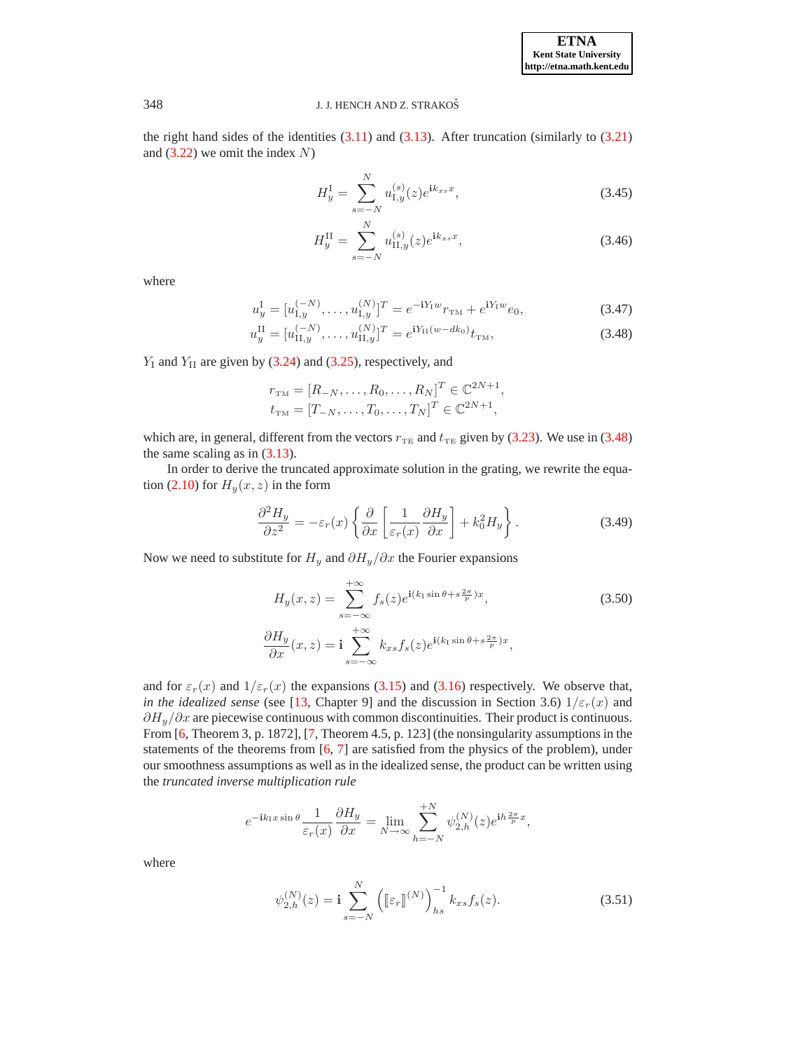the right hand sides of the identities (3.11) and (3.13). After truncation (similarly to (3.21) and (3.22) we omit the index $N$)

$$H_y^{\mathrm{I}} = \sum_{s=-N}^{N} u_{\mathrm{I},y}^{(s)}(z) e^{\mathbf{i}k_{xs}x}, \tag{3.45}$$

$$H_y^{\mathrm{II}} = \sum_{s=-N}^{N} u_{\mathrm{II},y}^{(s)}(z) e^{\mathbf{i}k_{xs}x}, \tag{3.46}$$

where

$$u_y^{\mathrm{I}} = [u_{\mathrm{I},y}^{(-N)}, \ldots, u_{\mathrm{I},y}^{(N)}]^T = e^{-\mathbf{i}Y_{\mathrm{I}}w} r_{\mathrm{TM}} + e^{\mathbf{i}Y_{\mathrm{I}}w} e_0, \tag{3.47}$$

$$u_y^{\mathrm{II}} = [u_{\mathrm{II},y}^{(-N)}, \ldots, u_{\mathrm{II},y}^{(N)}]^T = e^{\mathbf{i}Y_{\mathrm{II}}(w-dk_0)} t_{\mathrm{TM}}, \tag{3.48}$$

$Y_{\mathrm{I}}$ and $Y_{\mathrm{II}}$ are given by (3.24) and (3.25), respectively, and

$$r_{\mathrm{TM}} = [R_{-N}, \ldots, R_0, \ldots, R_N]^T \in \mathbb{C}^{2N+1},$$
$$t_{\mathrm{TM}} = [T_{-N}, \ldots, T_0, \ldots, T_N]^T \in \mathbb{C}^{2N+1},$$

which are, in general, different from the vectors $r_{\mathrm{TE}}$ and $t_{\mathrm{TE}}$ given by (3.23). We use in (3.48) the same scaling as in (3.13).

In order to derive the truncated approximate solution in the grating, we rewrite the equation (2.10) for $H_y(x,z)$ in the form

$$\frac{\partial^2 H_y}{\partial z^2} = -\varepsilon_r(x) \left\{ \frac{\partial}{\partial x} \left[ \frac{1}{\varepsilon_r(x)} \frac{\partial H_y}{\partial x} \right] + k_0^2 H_y \right\}. \tag{3.49}$$

Now we need to substitute for $H_y$ and $\partial H_y / \partial x$ the Fourier expansions

$$H_y(x,z) = \sum_{s=-\infty}^{+\infty} f_s(z) e^{\mathbf{i}(k_{\mathrm{I}} \sin\theta + s\frac{2\pi}{p})x}, \tag{3.50}$$

$$\frac{\partial H_y}{\partial x}(x,z) = \mathbf{i} \sum_{s=-\infty}^{+\infty} k_{xs} f_s(z) e^{\mathbf{i}(k_{\mathrm{I}} \sin\theta + s\frac{2\pi}{p})x},$$

and for $\varepsilon_r(x)$ and $1/\varepsilon_r(x)$ the expansions (3.15) and (3.16) respectively. We observe that, *in the idealized sense* (see [13, Chapter 9] and the discussion in Section 3.6) $1/\varepsilon_r(x)$ and $\partial H_y / \partial x$ are piecewise continuous with common discontinuities. Their product is continuous. From [6, Theorem 3, p. 1872], [7, Theorem 4.5, p. 123] (the nonsingularity assumptions in the statements of the theorems from [6, 7] are satisfied from the physics of the problem), under our smoothness assumptions as well as in the idealized sense, the product can be written using the *truncated inverse multiplication rule*

$$e^{-\mathbf{i}k_{\mathrm{I}}x \sin\theta} \frac{1}{\varepsilon_r(x)} \frac{\partial H_y}{\partial x} = \lim_{N\to\infty} \sum_{h=-N}^{+N} \psi_{2,h}^{(N)}(z) e^{\mathbf{i}h\frac{2\pi}{p}x},$$

where

$$\psi_{2,h}^{(N)}(z) = \mathbf{i} \sum_{s=-N}^{N} \left( [\![\varepsilon_r]\!]^{(N)} \right)_{hs}^{-1} k_{xs} f_s(z). \tag{3.51}$$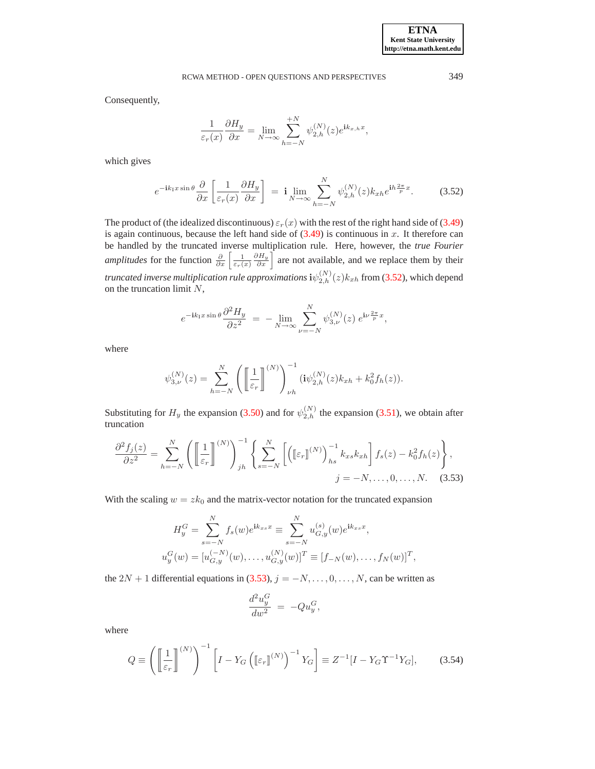Consequently,

$$\frac{1}{\varepsilon_r(x)}\frac{\partial H_y}{\partial x} = \lim_{N\to\infty}\sum_{h=-N}^{+N}\psi_{2,h}^{(N)}(z)e^{\mathbf{i}k_{x,h}x},$$

which gives

$$e^{-\mathbf{i}k_1 x\sin\theta}\frac{\partial}{\partial x}\left[\frac{1}{\varepsilon_r(x)}\frac{\partial H_y}{\partial x}\right] \;=\; \mathbf{i}\lim_{N\to\infty}\sum_{h=-N}^{N}\psi_{2,h}^{(N)}(z)k_{xh}e^{\mathbf{i}h\frac{2\pi}{p}x}. \tag{3.52}$$

The product of (the idealized discontinuous) $\varepsilon_r(x)$ with the rest of the right hand side of (3.49) is again continuous, because the left hand side of (3.49) is continuous in $x$. It therefore can be handled by the truncated inverse multiplication rule. Here, however, the *true Fourier amplitudes* for the function $\frac{\partial}{\partial x}\left[\frac{1}{\varepsilon_r(x)}\frac{\partial H_y}{\partial x}\right]$ are not available, and we replace them by their *truncated inverse multiplication rule approximations* $\mathbf{i}\psi_{2,h}^{(N)}(z)k_{xh}$ from (3.52), which depend on the truncation limit $N$,

$$e^{-\mathbf{i}k_1 x\sin\theta}\frac{\partial^2 H_y}{\partial z^2} \;=\; -\lim_{N\to\infty}\sum_{\nu=-N}^{N}\psi_{3,\nu}^{(N)}(z)\;e^{\mathbf{i}\nu\frac{2\pi}{p}x},$$

where

$$\psi_{3,\nu}^{(N)}(z) = \sum_{h=-N}^{N}\left(\left[\!\left[\frac{1}{\varepsilon_r}\right]\!\right]^{(N)}\right)^{-1}_{\nu h}(\mathbf{i}\psi_{2,h}^{(N)}(z)k_{xh} + k_0^2 f_h(z)).$$

Substituting for $H_y$ the expansion (3.50) and for $\psi_{2,h}^{(N)}$ the expansion (3.51), we obtain after truncation

$$\frac{\partial^2 f_j(z)}{\partial z^2} = \sum_{h=-N}^{N}\left(\left[\!\left[\frac{1}{\varepsilon_r}\right]\!\right]^{(N)}\right)^{-1}_{jh}\left\{\sum_{s=-N}^{N}\left[\left(\left[\!\left[\varepsilon_r\right]\!\right]^{(N)}\right)^{-1}_{hs}k_{xs}k_{xh}\right]f_s(z) - k_0^2 f_h(z)\right\},$$
$$j = -N,\ldots,0,\ldots,N. \tag{3.53}$$

With the scaling $w = zk_0$ and the matrix-vector notation for the truncated expansion

$$H_y^G = \sum_{s=-N}^{N} f_s(w)e^{\mathbf{i}k_{xs}x} \equiv \sum_{s=-N}^{N} u_{G,y}^{(s)}(w)e^{\mathbf{i}k_{xs}x},$$
$$u_y^G(w) = [u_{G,y}^{(-N)}(w),\ldots,u_{G,y}^{(N)}(w)]^T \equiv [f_{-N}(w),\ldots,f_N(w)]^T,$$

the $2N+1$ differential equations in (3.53), $j = -N,\ldots,0,\ldots,N$, can be written as

$$\frac{d^2u_y^G}{dw^2} \;=\; -Qu_y^G,$$

where

$$Q \equiv \left(\left[\!\left[\frac{1}{\varepsilon_r}\right]\!\right]^{(N)}\right)^{-1}\left[I - Y_G\left(\left[\!\left[\varepsilon_r\right]\!\right]^{(N)}\right)^{-1}Y_G\right] \equiv Z^{-1}[I - Y_G\Upsilon^{-1}Y_G], \tag{3.54}$$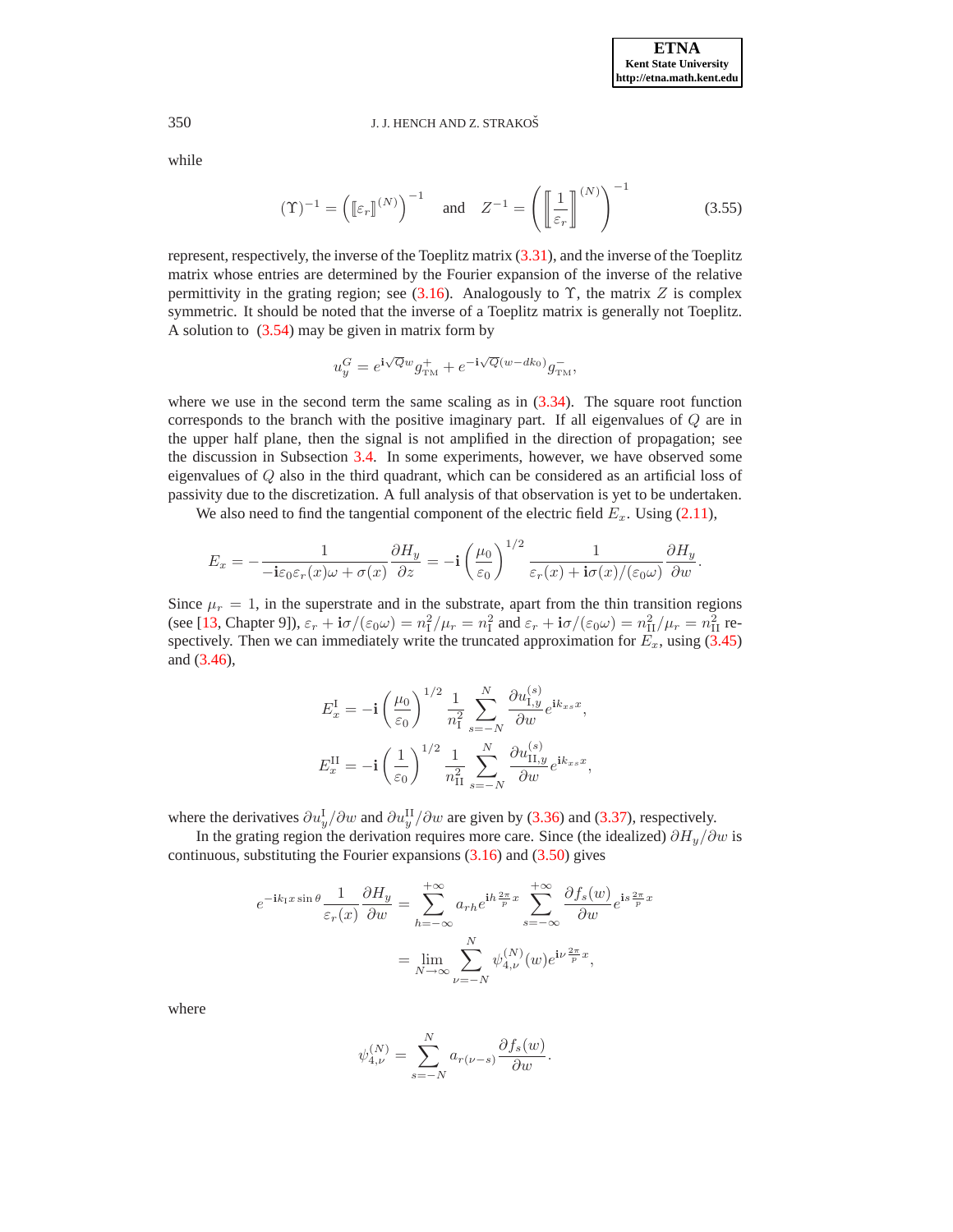while

$$(\Upsilon)^{-1} = \left( [\![\varepsilon_r]\!]^{(N)} \right)^{-1} \quad \text{and} \quad Z^{-1} = \left( \left[\!\!\left[ \frac{1}{\varepsilon_r} \right]\!\!\right]^{(N)} \right)^{-1} \tag{3.55}$$

represent, respectively, the inverse of the Toeplitz matrix (3.31), and the inverse of the Toeplitz matrix whose entries are determined by the Fourier expansion of the inverse of the relative permittivity in the grating region; see (3.16). Analogously to $\Upsilon$, the matrix $Z$ is complex symmetric. It should be noted that the inverse of a Toeplitz matrix is generally not Toeplitz. A solution to (3.54) may be given in matrix form by

$$u_y^G = e^{\mathbf{i}\sqrt{Q}w} g_{\text{TM}}^{+} + e^{-\mathbf{i}\sqrt{Q}(w-dk_0)} g_{\text{TM}}^{-},$$

where we use in the second term the same scaling as in (3.34). The square root function corresponds to the branch with the positive imaginary part. If all eigenvalues of $Q$ are in the upper half plane, then the signal is not amplified in the direction of propagation; see the discussion in Subsection 3.4. In some experiments, however, we have observed some eigenvalues of $Q$ also in the third quadrant, which can be considered as an artificial loss of passivity due to the discretization. A full analysis of that observation is yet to be undertaken.

We also need to find the tangential component of the electric field $E_x$. Using (2.11),

$$E_x = -\frac{1}{-\mathbf{i}\varepsilon_0\varepsilon_r(x)\omega + \sigma(x)} \frac{\partial H_y}{\partial z} = -\mathbf{i} \left( \frac{\mu_0}{\varepsilon_0} \right)^{1/2} \frac{1}{\varepsilon_r(x) + \mathbf{i}\sigma(x)/(\varepsilon_0\omega)} \frac{\partial H_y}{\partial w}.$$

Since $\mu_r = 1$, in the superstrate and in the substrate, apart from the thin transition regions (see [13, Chapter 9]), $\varepsilon_r + \mathbf{i}\sigma/(\varepsilon_0\omega) = n_{\text{I}}^2/\mu_r = n_{\text{I}}^2$ and $\varepsilon_r + \mathbf{i}\sigma/(\varepsilon_0\omega) = n_{\text{II}}^2/\mu_r = n_{\text{II}}^2$ respectively. Then we can immediately write the truncated approximation for $E_x$, using (3.45) and (3.46),

$$E_x^{\text{I}} = -\mathbf{i} \left( \frac{\mu_0}{\varepsilon_0} \right)^{1/2} \frac{1}{n_{\text{I}}^2} \sum_{s=-N}^{N} \frac{\partial u_{\text{I},y}^{(s)}}{\partial w} e^{\mathbf{i}k_{xs}x},$$

$$E_x^{\text{II}} = -\mathbf{i} \left( \frac{1}{\varepsilon_0} \right)^{1/2} \frac{1}{n_{\text{II}}^2} \sum_{s=-N}^{N} \frac{\partial u_{\text{II},y}^{(s)}}{\partial w} e^{\mathbf{i}k_{xs}x},$$

where the derivatives $\partial u_y^{\text{I}}/\partial w$ and $\partial u_y^{\text{II}}/\partial w$ are given by (3.36) and (3.37), respectively.

In the grating region the derivation requires more care. Since (the idealized) $\partial H_y/\partial w$ is continuous, substituting the Fourier expansions (3.16) and (3.50) gives

$$\begin{aligned}
e^{-\mathbf{i}k_{\text{I}}x\sin\theta} \frac{1}{\varepsilon_r(x)} \frac{\partial H_y}{\partial w} &= \sum_{h=-\infty}^{+\infty} a_{rh} e^{\mathbf{i}h\frac{2\pi}{p}x} \sum_{s=-\infty}^{+\infty} \frac{\partial f_s(w)}{\partial w} e^{\mathbf{i}s\frac{2\pi}{p}x} \\
&= \lim_{N\to\infty} \sum_{\nu=-N}^{N} \psi_{4,\nu}^{(N)}(w) e^{\mathbf{i}\nu\frac{2\pi}{p}x},
\end{aligned}$$

where

$$\psi_{4,\nu}^{(N)} = \sum_{s=-N}^{N} a_{r(\nu-s)} \frac{\partial f_s(w)}{\partial w}.$$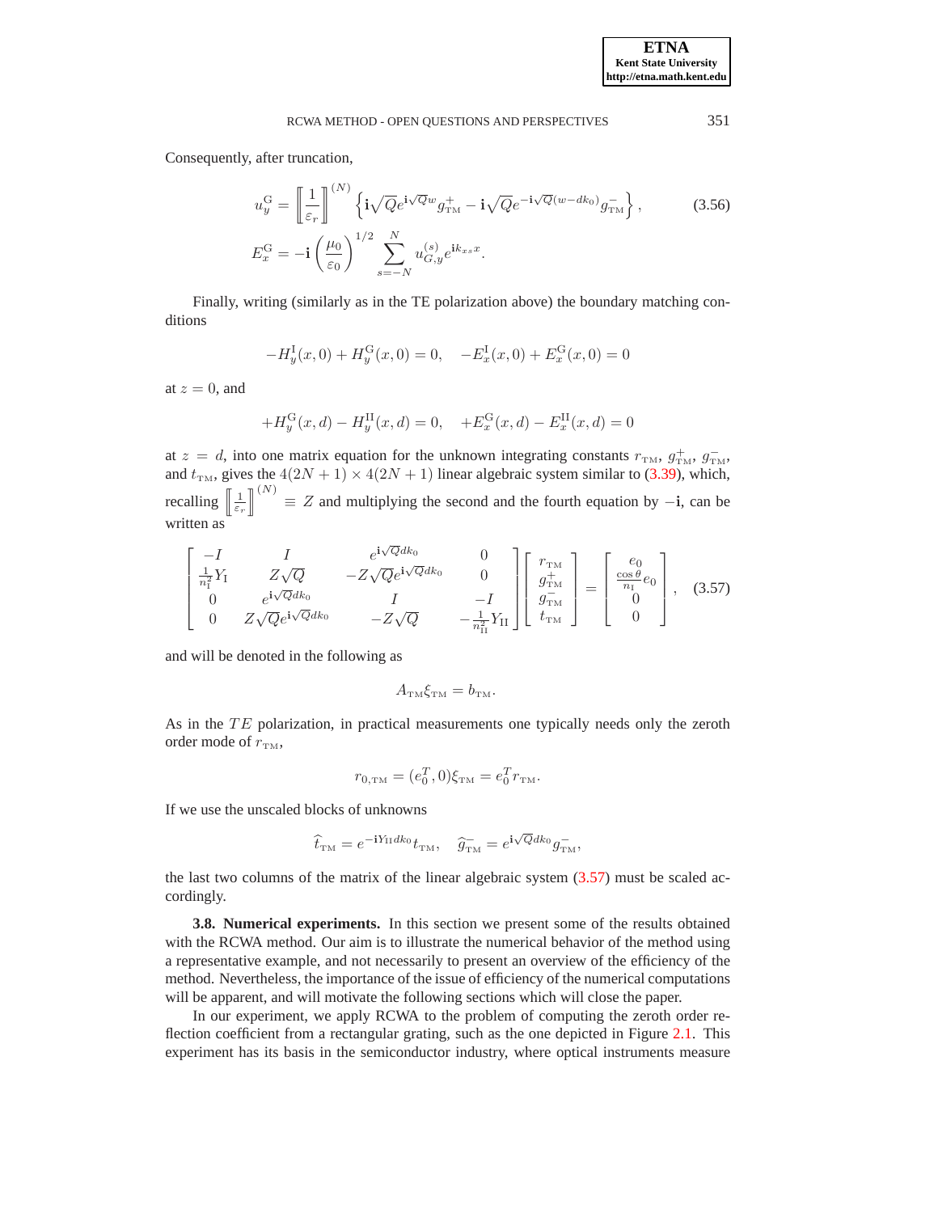Consequently, after truncation,

$$
\begin{aligned}
u_y^{\mathrm{G}} &= \left[\!\left[\frac{1}{\varepsilon_r}\right]\!\right]^{(N)} \left\{ \mathbf{i}\sqrt{Q} e^{\mathbf{i}\sqrt{Q}w} g_{\mathrm{TM}}^{+} - \mathbf{i}\sqrt{Q} e^{-\mathbf{i}\sqrt{Q}(w-dk_0)} g_{\mathrm{TM}}^{-} \right\}, \\
E_x^{\mathrm{G}} &= -\mathbf{i}\left(\frac{\mu_0}{\varepsilon_0}\right)^{1/2} \sum_{s=-N}^{N} u_{G,y}^{(s)} e^{\mathbf{i}k_{xs}x}.
\end{aligned}
\tag{3.56}
$$

Finally, writing (similarly as in the TE polarization above) the boundary matching conditions

$$
-H_y^{\mathrm{I}}(x,0) + H_y^{\mathrm{G}}(x,0) = 0, \quad -E_x^{\mathrm{I}}(x,0) + E_x^{\mathrm{G}}(x,0) = 0
$$

at $z = 0$, and

$$
+H_y^{\mathrm{G}}(x,d) - H_y^{\mathrm{II}}(x,d) = 0, \quad +E_x^{\mathrm{G}}(x,d) - E_x^{\mathrm{II}}(x,d) = 0
$$

at $z = d$, into one matrix equation for the unknown integrating constants $r_{\mathrm{TM}}$, $g_{\mathrm{TM}}^{+}$, $g_{\mathrm{TM}}^{-}$, and $t_{\mathrm{TM}}$, gives the $4(2N+1) \times 4(2N+1)$ linear algebraic system similar to (3.39), which, recalling $\left[\!\left[\frac{1}{\varepsilon_r}\right]\!\right]^{(N)} \equiv Z$ and multiplying the second and the fourth equation by $-\mathbf{i}$, can be written as

$$
\begin{bmatrix}
-I & I & e^{\mathbf{i}\sqrt{Q}dk_0} & 0 \\
\frac{1}{n_{\mathrm{I}}^2} Y_{\mathrm{I}} & Z\sqrt{Q} & -Z\sqrt{Q}e^{\mathbf{i}\sqrt{Q}dk_0} & 0 \\
0 & e^{\mathbf{i}\sqrt{Q}dk_0} & I & -I \\
0 & Z\sqrt{Q}e^{\mathbf{i}\sqrt{Q}dk_0} & -Z\sqrt{Q} & -\frac{1}{n_{\mathrm{II}}^2} Y_{\mathrm{II}}
\end{bmatrix}
\begin{bmatrix}
r_{\mathrm{TM}} \\ g_{\mathrm{TM}}^{+} \\ g_{\mathrm{TM}}^{-} \\ t_{\mathrm{TM}}
\end{bmatrix}
=
\begin{bmatrix}
e_0 \\ \frac{\cos\theta}{n_{\mathrm{I}}} e_0 \\ 0 \\ 0
\end{bmatrix},
\tag{3.57}
$$

and will be denoted in the following as

$$
A_{\mathrm{TM}} \xi_{\mathrm{TM}} = b_{\mathrm{TM}}.
$$

As in the $TE$ polarization, in practical measurements one typically needs only the zeroth order mode of $r_{\mathrm{TM}}$,

$$
r_{0,\mathrm{TM}} = (e_0^T, 0)\xi_{\mathrm{TM}} = e_0^T r_{\mathrm{TM}}.
$$

If we use the unscaled blocks of unknowns

$$
\widehat{t}_{\mathrm{TM}} = e^{-\mathbf{i}Y_{\mathrm{II}}dk_0} t_{\mathrm{TM}}, \quad \widehat{g}_{\mathrm{TM}}^{-} = e^{\mathbf{i}\sqrt{Q}dk_0} g_{\mathrm{TM}}^{-},
$$

the last two columns of the matrix of the linear algebraic system (3.57) must be scaled accordingly.

**3.8. Numerical experiments.** In this section we present some of the results obtained with the RCWA method. Our aim is to illustrate the numerical behavior of the method using a representative example, and not necessarily to present an overview of the efficiency of the method. Nevertheless, the importance of the issue of efficiency of the numerical computations will be apparent, and will motivate the following sections which will close the paper.

In our experiment, we apply RCWA to the problem of computing the zeroth order reflection coefficient from a rectangular grating, such as the one depicted in Figure 2.1. This experiment has its basis in the semiconductor industry, where optical instruments measure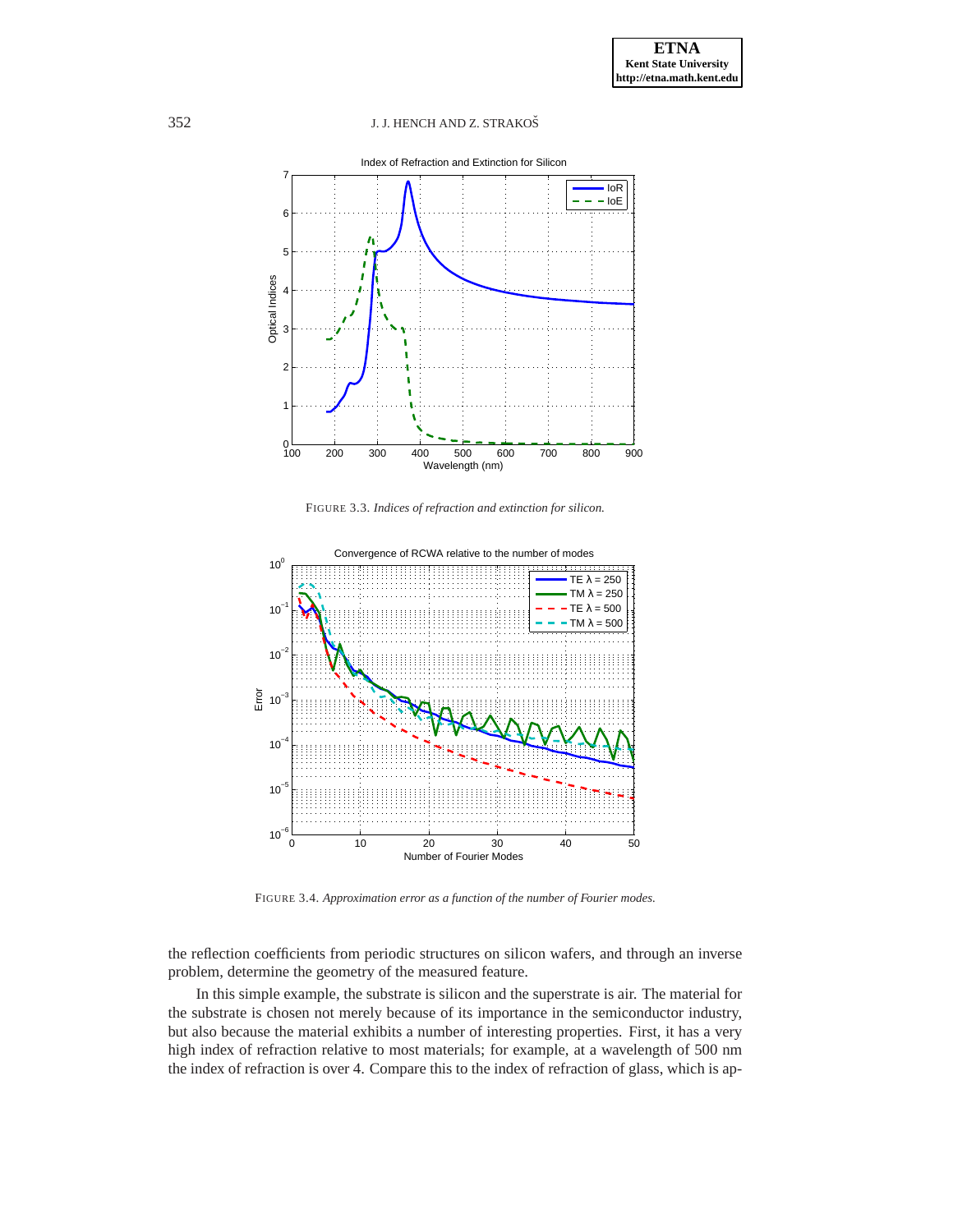FIGURE 3.3. *Indices of refraction and extinction for silicon.*

FIGURE 3.4. *Approximation error as a function of the number of Fourier modes.*

the reflection coefficients from periodic structures on silicon wafers, and through an inverse problem, determine the geometry of the measured feature.

In this simple example, the substrate is silicon and the superstrate is air. The material for the substrate is chosen not merely because of its importance in the semiconductor industry, but also because the material exhibits a number of interesting properties. First, it has a very high index of refraction relative to most materials; for example, at a wavelength of 500 nm the index of refraction is over 4. Compare this to the index of refraction of glass, which is ap-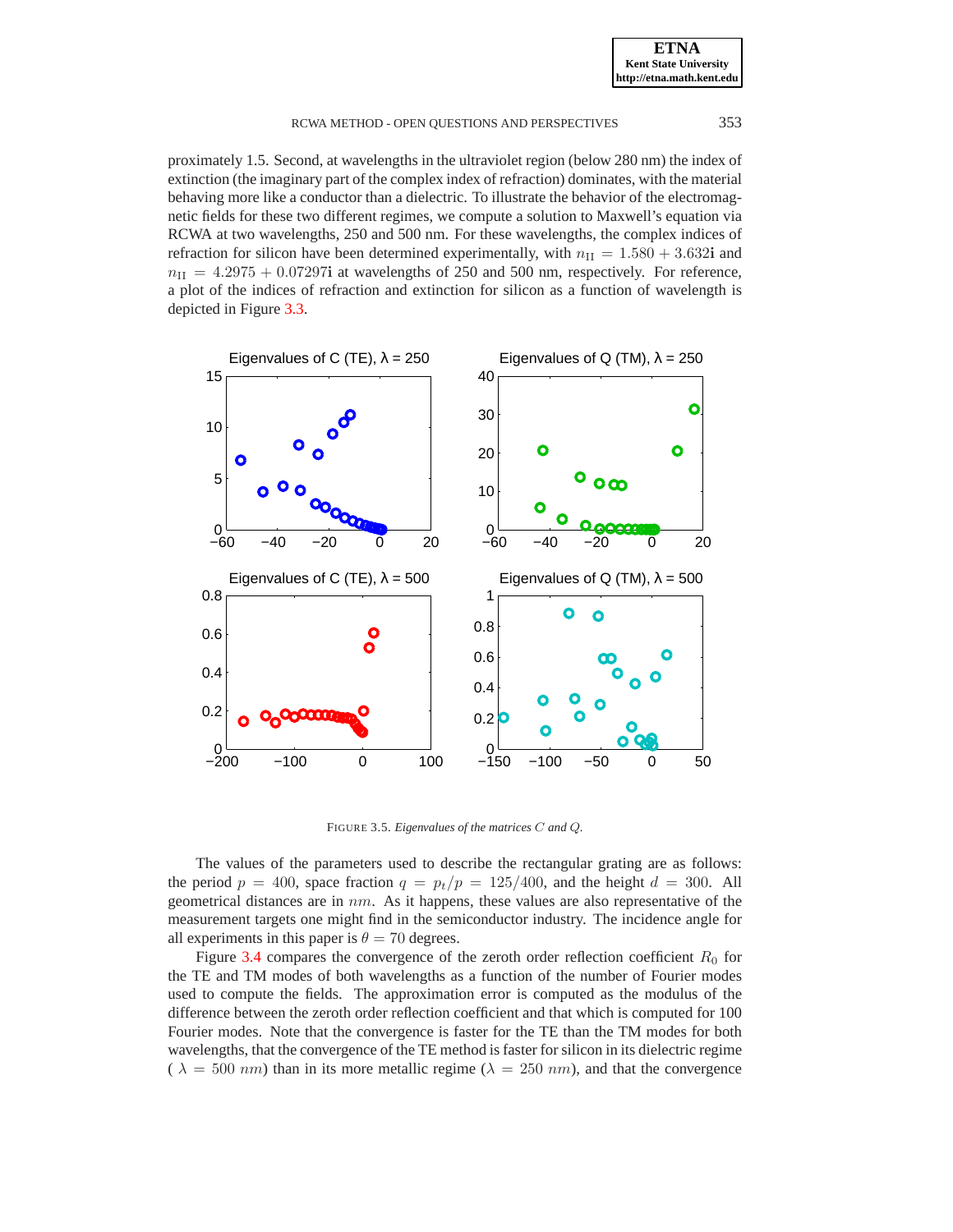proximately 1.5. Second, at wavelengths in the ultraviolet region (below 280 nm) the index of extinction (the imaginary part of the complex index of refraction) dominates, with the material behaving more like a conductor than a dielectric. To illustrate the behavior of the electromagnetic fields for these two different regimes, we compute a solution to Maxwell's equation via RCWA at two wavelengths, 250 and 500 nm. For these wavelengths, the complex indices of refraction for silicon have been determined experimentally, with $n_{\mathrm{II}} = 1.580 + 3.632\mathbf{i}$ and $n_{\mathrm{II}} = 4.2975 + 0.07297\mathbf{i}$ at wavelengths of 250 and 500 nm, respectively. For reference, a plot of the indices of refraction and extinction for silicon as a function of wavelength is depicted in Figure 3.3.

FIGURE 3.5. *Eigenvalues of the matrices $C$ and $Q$.*

The values of the parameters used to describe the rectangular grating are as follows: the period $p = 400$, space fraction $q = p_t/p = 125/400$, and the height $d = 300$. All geometrical distances are in $nm$. As it happens, these values are also representative of the measurement targets one might find in the semiconductor industry. The incidence angle for all experiments in this paper is $\theta = 70$ degrees.

Figure 3.4 compares the convergence of the zeroth order reflection coefficient $R_0$ for the TE and TM modes of both wavelengths as a function of the number of Fourier modes used to compute the fields. The approximation error is computed as the modulus of the difference between the zeroth order reflection coefficient and that which is computed for 100 Fourier modes. Note that the convergence is faster for the TE than the TM modes for both wavelengths, that the convergence of the TE method is faster for silicon in its dielectric regime ( $\lambda = 500\ nm$) than in its more metallic regime ($\lambda = 250\ nm$), and that the convergence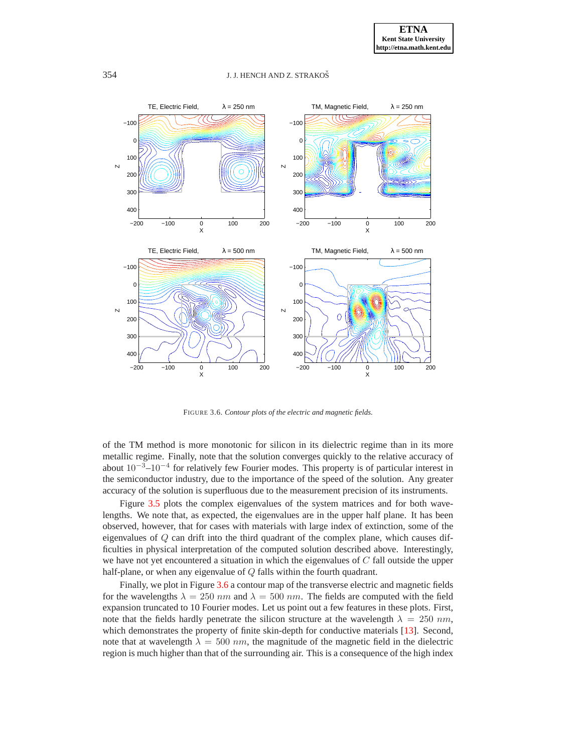FIGURE 3.6. *Contour plots of the electric and magnetic fields.*

of the TM method is more monotonic for silicon in its dielectric regime than in its more metallic regime. Finally, note that the solution converges quickly to the relative accuracy of about $10^{-3}$–$10^{-4}$ for relatively few Fourier modes. This property is of particular interest in the semiconductor industry, due to the importance of the speed of the solution. Any greater accuracy of the solution is superfluous due to the measurement precision of its instruments.

Figure 3.5 plots the complex eigenvalues of the system matrices and for both wavelengths. We note that, as expected, the eigenvalues are in the upper half plane. It has been observed, however, that for cases with materials with large index of extinction, some of the eigenvalues of $Q$ can drift into the third quadrant of the complex plane, which causes difficulties in physical interpretation of the computed solution described above. Interestingly, we have not yet encountered a situation in which the eigenvalues of $C$ fall outside the upper half-plane, or when any eigenvalue of $Q$ falls within the fourth quadrant.

Finally, we plot in Figure 3.6 a contour map of the transverse electric and magnetic fields for the wavelengths $\lambda = 250\ nm$ and $\lambda = 500\ nm$. The fields are computed with the field expansion truncated to 10 Fourier modes. Let us point out a few features in these plots. First, note that the fields hardly penetrate the silicon structure at the wavelength $\lambda = 250\ nm$, which demonstrates the property of finite skin-depth for conductive materials [13]. Second, note that at wavelength $\lambda = 500\ nm$, the magnitude of the magnetic field in the dielectric region is much higher than that of the surrounding air. This is a consequence of the high index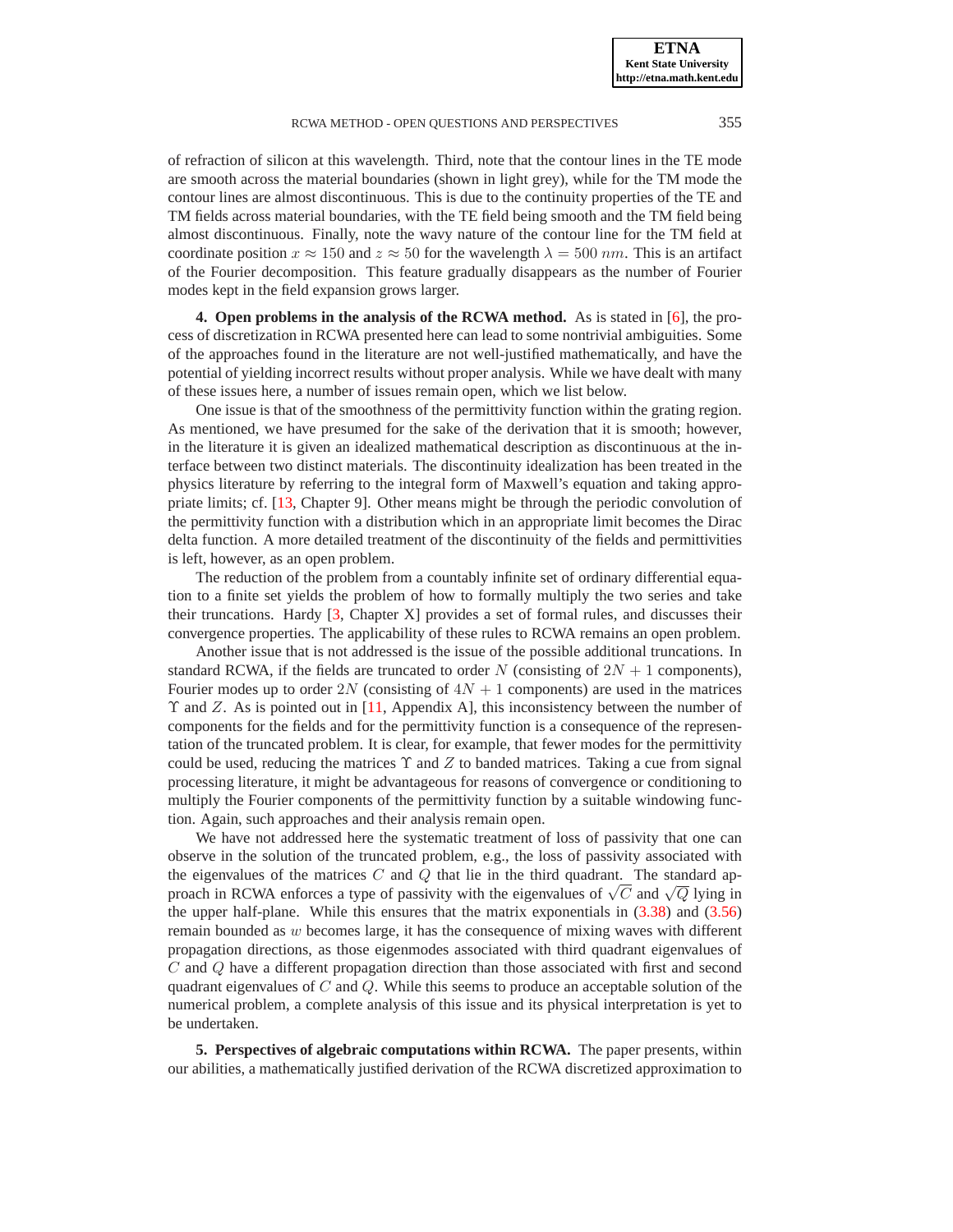of refraction of silicon at this wavelength. Third, note that the contour lines in the TE mode are smooth across the material boundaries (shown in light grey), while for the TM mode the contour lines are almost discontinuous. This is due to the continuity properties of the TE and TM fields across material boundaries, with the TE field being smooth and the TM field being almost discontinuous. Finally, note the wavy nature of the contour line for the TM field at coordinate position $x \approx 150$ and $z \approx 50$ for the wavelength $\lambda = 500\, nm$. This is an artifact of the Fourier decomposition. This feature gradually disappears as the number of Fourier modes kept in the field expansion grows larger.

## 4. Open problems in the analysis of the RCWA method.

As is stated in [6], the process of discretization in RCWA presented here can lead to some nontrivial ambiguities. Some of the approaches found in the literature are not well-justified mathematically, and have the potential of yielding incorrect results without proper analysis. While we have dealt with many of these issues here, a number of issues remain open, which we list below.

One issue is that of the smoothness of the permittivity function within the grating region. As mentioned, we have presumed for the sake of the derivation that it is smooth; however, in the literature it is given an idealized mathematical description as discontinuous at the interface between two distinct materials. The discontinuity idealization has been treated in the physics literature by referring to the integral form of Maxwell's equation and taking appropriate limits; cf. [13, Chapter 9]. Other means might be through the periodic convolution of the permittivity function with a distribution which in an appropriate limit becomes the Dirac delta function. A more detailed treatment of the discontinuity of the fields and permittivities is left, however, as an open problem.

The reduction of the problem from a countably infinite set of ordinary differential equation to a finite set yields the problem of how to formally multiply the two series and take their truncations. Hardy [3, Chapter X] provides a set of formal rules, and discusses their convergence properties. The applicability of these rules to RCWA remains an open problem.

Another issue that is not addressed is the issue of the possible additional truncations. In standard RCWA, if the fields are truncated to order $N$ (consisting of $2N + 1$ components), Fourier modes up to order $2N$ (consisting of $4N + 1$ components) are used in the matrices $\Upsilon$ and $Z$. As is pointed out in [11, Appendix A], this inconsistency between the number of components for the fields and for the permittivity function is a consequence of the representation of the truncated problem. It is clear, for example, that fewer modes for the permittivity could be used, reducing the matrices $\Upsilon$ and $Z$ to banded matrices. Taking a cue from signal processing literature, it might be advantageous for reasons of convergence or conditioning to multiply the Fourier components of the permittivity function by a suitable windowing function. Again, such approaches and their analysis remain open.

We have not addressed here the systematic treatment of loss of passivity that one can observe in the solution of the truncated problem, e.g., the loss of passivity associated with the eigenvalues of the matrices $C$ and $Q$ that lie in the third quadrant. The standard approach in RCWA enforces a type of passivity with the eigenvalues of $\sqrt{C}$ and $\sqrt{Q}$ lying in the upper half-plane. While this ensures that the matrix exponentials in (3.38) and (3.56) remain bounded as $w$ becomes large, it has the consequence of mixing waves with different propagation directions, as those eigenmodes associated with third quadrant eigenvalues of $C$ and $Q$ have a different propagation direction than those associated with first and second quadrant eigenvalues of $C$ and $Q$. While this seems to produce an acceptable solution of the numerical problem, a complete analysis of this issue and its physical interpretation is yet to be undertaken.

## 5. Perspectives of algebraic computations within RCWA.

The paper presents, within our abilities, a mathematically justified derivation of the RCWA discretized approximation to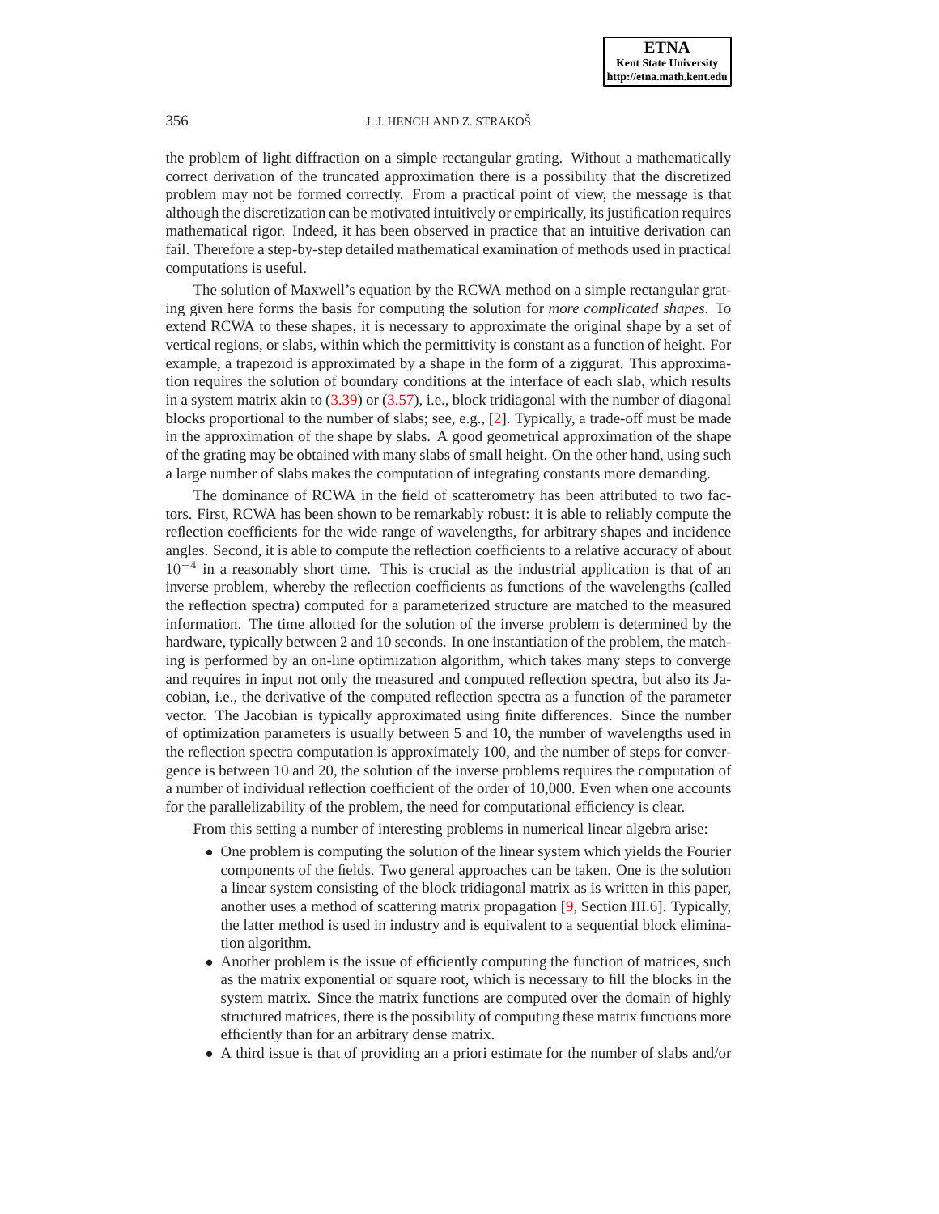the problem of light diffraction on a simple rectangular grating. Without a mathematically correct derivation of the truncated approximation there is a possibility that the discretized problem may not be formed correctly. From a practical point of view, the message is that although the discretization can be motivated intuitively or empirically, its justification requires mathematical rigor. Indeed, it has been observed in practice that an intuitive derivation can fail. Therefore a step-by-step detailed mathematical examination of methods used in practical computations is useful.

The solution of Maxwell's equation by the RCWA method on a simple rectangular grating given here forms the basis for computing the solution for *more complicated shapes*. To extend RCWA to these shapes, it is necessary to approximate the original shape by a set of vertical regions, or slabs, within which the permittivity is constant as a function of height. For example, a trapezoid is approximated by a shape in the form of a ziggurat. This approximation requires the solution of boundary conditions at the interface of each slab, which results in a system matrix akin to (3.39) or (3.57), i.e., block tridiagonal with the number of diagonal blocks proportional to the number of slabs; see, e.g., [2]. Typically, a trade-off must be made in the approximation of the shape by slabs. A good geometrical approximation of the shape of the grating may be obtained with many slabs of small height. On the other hand, using such a large number of slabs makes the computation of integrating constants more demanding.

The dominance of RCWA in the field of scatterometry has been attributed to two factors. First, RCWA has been shown to be remarkably robust: it is able to reliably compute the reflection coefficients for the wide range of wavelengths, for arbitrary shapes and incidence angles. Second, it is able to compute the reflection coefficients to a relative accuracy of about $10^{-4}$ in a reasonably short time. This is crucial as the industrial application is that of an inverse problem, whereby the reflection coefficients as functions of the wavelengths (called the reflection spectra) computed for a parameterized structure are matched to the measured information. The time allotted for the solution of the inverse problem is determined by the hardware, typically between 2 and 10 seconds. In one instantiation of the problem, the matching is performed by an on-line optimization algorithm, which takes many steps to converge and requires in input not only the measured and computed reflection spectra, but also its Jacobian, i.e., the derivative of the computed reflection spectra as a function of the parameter vector. The Jacobian is typically approximated using finite differences. Since the number of optimization parameters is usually between 5 and 10, the number of wavelengths used in the reflection spectra computation is approximately 100, and the number of steps for convergence is between 10 and 20, the solution of the inverse problems requires the computation of a number of individual reflection coefficient of the order of 10,000. Even when one accounts for the parallelizability of the problem, the need for computational efficiency is clear.

From this setting a number of interesting problems in numerical linear algebra arise:

- One problem is computing the solution of the linear system which yields the Fourier components of the fields. Two general approaches can be taken. One is the solution a linear system consisting of the block tridiagonal matrix as is written in this paper, another uses a method of scattering matrix propagation [9, Section III.6]. Typically, the latter method is used in industry and is equivalent to a sequential block elimination algorithm.
- Another problem is the issue of efficiently computing the function of matrices, such as the matrix exponential or square root, which is necessary to fill the blocks in the system matrix. Since the matrix functions are computed over the domain of highly structured matrices, there is the possibility of computing these matrix functions more efficiently than for an arbitrary dense matrix.
- A third issue is that of providing an a priori estimate for the number of slabs and/or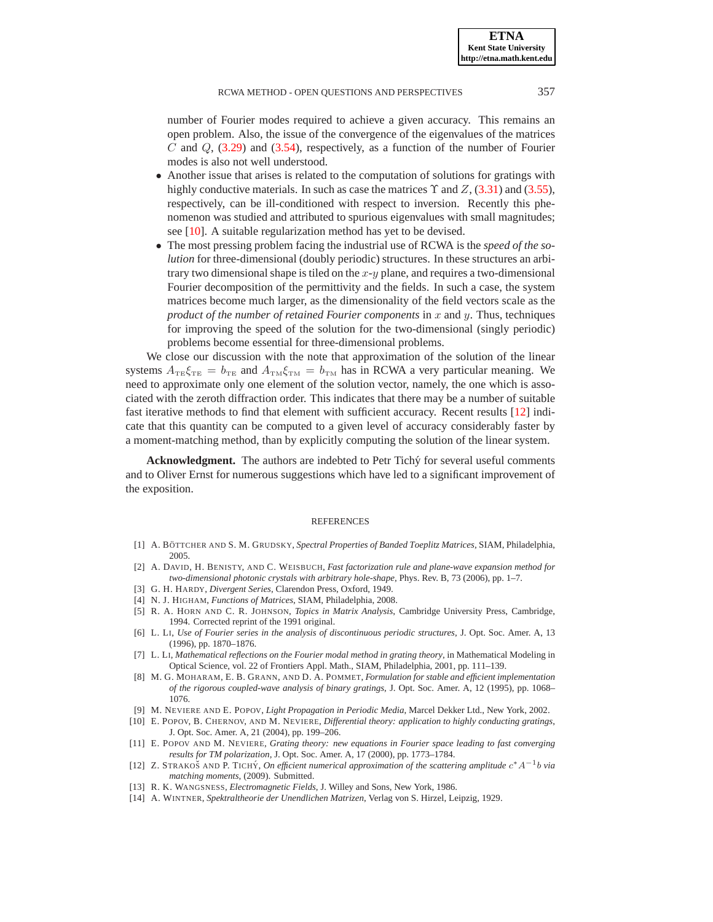number of Fourier modes required to achieve a given accuracy. This remains an open problem. Also, the issue of the convergence of the eigenvalues of the matrices $C$ and $Q$, (3.29) and (3.54), respectively, as a function of the number of Fourier modes is also not well understood.

- Another issue that arises is related to the computation of solutions for gratings with highly conductive materials. In such as case the matrices $\Upsilon$ and $Z$, (3.31) and (3.55), respectively, can be ill-conditioned with respect to inversion. Recently this phenomenon was studied and attributed to spurious eigenvalues with small magnitudes; see [10]. A suitable regularization method has yet to be devised.
- The most pressing problem facing the industrial use of RCWA is the *speed of the solution* for three-dimensional (doubly periodic) structures. In these structures an arbitrary two dimensional shape is tiled on the $x$-$y$ plane, and requires a two-dimensional Fourier decomposition of the permittivity and the fields. In such a case, the system matrices become much larger, as the dimensionality of the field vectors scale as the *product of the number of retained Fourier components* in $x$ and $y$. Thus, techniques for improving the speed of the solution for the two-dimensional (singly periodic) problems become essential for three-dimensional problems.

We close our discussion with the note that approximation of the solution of the linear systems $A_{\rm TE}\xi_{\rm TE} = b_{\rm TE}$ and $A_{\rm TM}\xi_{\rm TM} = b_{\rm TM}$ has in RCWA a very particular meaning. We need to approximate only one element of the solution vector, namely, the one which is associated with the zeroth diffraction order. This indicates that there may be a number of suitable fast iterative methods to find that element with sufficient accuracy. Recent results [12] indicate that this quantity can be computed to a given level of accuracy considerably faster by a moment-matching method, than by explicitly computing the solution of the linear system.

**Acknowledgment.** The authors are indebted to Petr Tichý for several useful comments and to Oliver Ernst for numerous suggestions which have led to a significant improvement of the exposition.

## REFERENCES

[1] A. Böttcher and S. M. Grudsky, *Spectral Properties of Banded Toeplitz Matrices*, SIAM, Philadelphia, 2005.

[2] A. David, H. Benisty, and C. Weisbuch, *Fast factorization rule and plane-wave expansion method for two-dimensional photonic crystals with arbitrary hole-shape*, Phys. Rev. B, 73 (2006), pp. 1–7.

[3] G. H. Hardy, *Divergent Series*, Clarendon Press, Oxford, 1949.

[4] N. J. Higham, *Functions of Matrices*, SIAM, Philadelphia, 2008.

[5] R. A. Horn and C. R. Johnson, *Topics in Matrix Analysis*, Cambridge University Press, Cambridge, 1994. Corrected reprint of the 1991 original.

[6] L. Li, *Use of Fourier series in the analysis of discontinuous periodic structures*, J. Opt. Soc. Amer. A, 13 (1996), pp. 1870–1876.

[7] L. Li, *Mathematical reflections on the Fourier modal method in grating theory*, in Mathematical Modeling in Optical Science, vol. 22 of Frontiers Appl. Math., SIAM, Philadelphia, 2001, pp. 111–139.

[8] M. G. Moharam, E. B. Grann, and D. A. Pommet, *Formulation for stable and efficient implementation of the rigorous coupled-wave analysis of binary gratings*, J. Opt. Soc. Amer. A, 12 (1995), pp. 1068–1076.

[9] M. Neviere and E. Popov, *Light Propagation in Periodic Media*, Marcel Dekker Ltd., New York, 2002.

[10] E. Popov, B. Chernov, and M. Neviere, *Differential theory: application to highly conducting gratings*, J. Opt. Soc. Amer. A, 21 (2004), pp. 199–206.

[11] E. Popov and M. Neviere, *Grating theory: new equations in Fourier space leading to fast converging results for TM polarization*, J. Opt. Soc. Amer. A, 17 (2000), pp. 1773–1784.

[12] Z. Strakoš and P. Tichý, *On efficient numerical approximation of the scattering amplitude $c^*A^{-1}b$ via matching moments*, (2009). Submitted.

[13] R. K. Wangsness, *Electromagnetic Fields*, J. Willey and Sons, New York, 1986.

[14] A. Wintner, *Spektraltheorie der Unendlichen Matrizen*, Verlag von S. Hirzel, Leipzig, 1929.